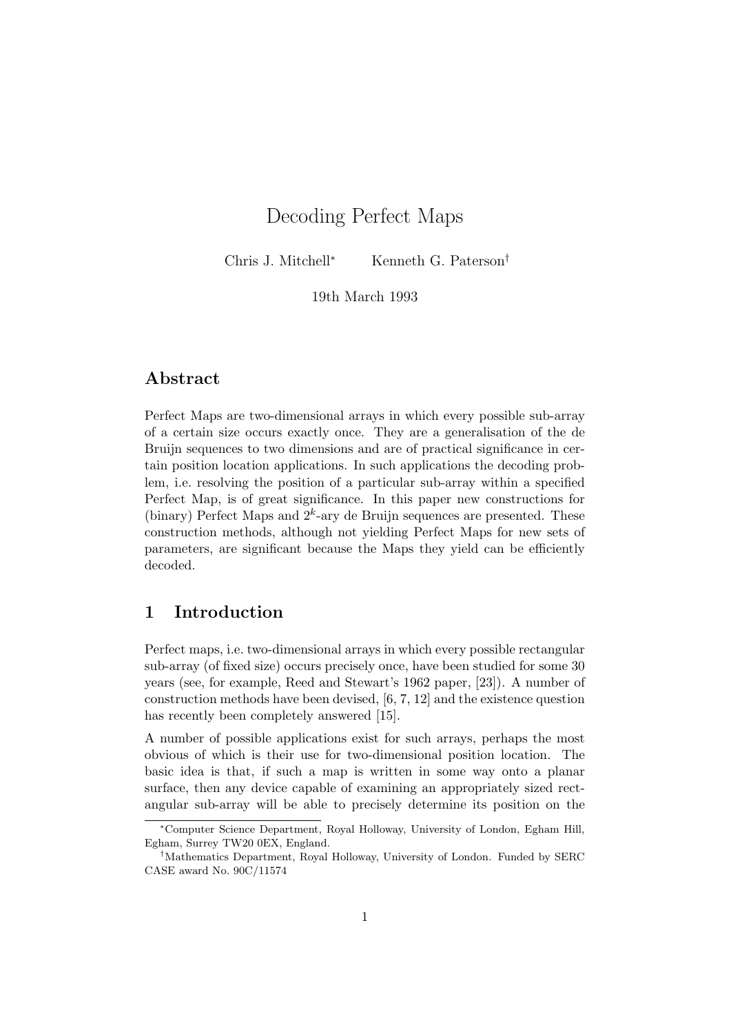# Decoding Perfect Maps

Chris J. Mitchell* Kenneth G. Paterson†

19th March 1993

## Abstract

Perfect Maps are two-dimensional arrays in which every possible sub-array of a certain size occurs exactly once. They are a generalisation of the de Bruijn sequences to two dimensions and are of practical significance in certain position location applications. In such applications the decoding problem, i.e. resolving the position of a particular sub-array within a specified Perfect Map, is of great significance. In this paper new constructions for (binary) Perfect Maps and $2^k$-ary de Bruijn sequences are presented. These construction methods, although not yielding Perfect Maps for new sets of parameters, are significant because the Maps they yield can be efficiently decoded.

## 1 Introduction

Perfect maps, i.e. two-dimensional arrays in which every possible rectangular sub-array (of fixed size) occurs precisely once, have been studied for some 30 years (see, for example, Reed and Stewart's 1962 paper, [23]). A number of construction methods have been devised, [6, 7, 12] and the existence question has recently been completely answered [15].

A number of possible applications exist for such arrays, perhaps the most obvious of which is their use for two-dimensional position location. The basic idea is that, if such a map is written in some way onto a planar surface, then any device capable of examining an appropriately sized rectangular sub-array will be able to precisely determine its position on the

---

*Computer Science Department, Royal Holloway, University of London, Egham Hill, Egham, Surrey TW20 0EX, England.

†Mathematics Department, Royal Holloway, University of London. Funded by SERC CASE award No. 90C/11574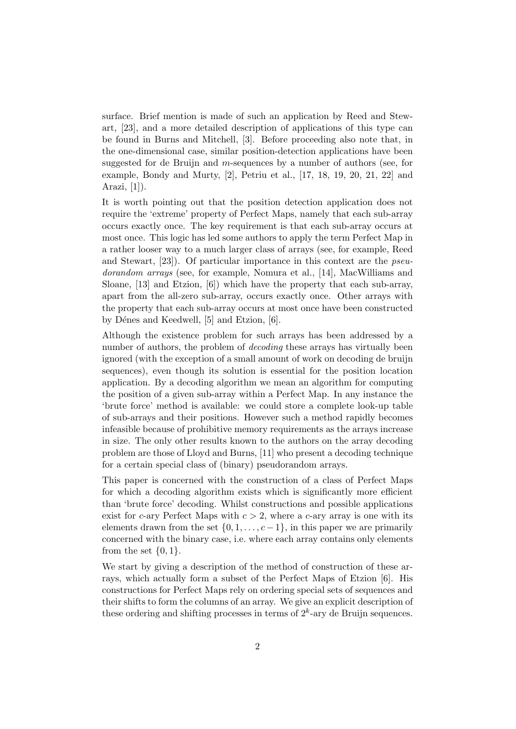surface. Brief mention is made of such an application by Reed and Stewart, [23], and a more detailed description of applications of this type can be found in Burns and Mitchell, [3]. Before proceeding also note that, in the one-dimensional case, similar position-detection applications have been suggested for de Bruijn and $m$-sequences by a number of authors (see, for example, Bondy and Murty, [2], Petriu et al., [17, 18, 19, 20, 21, 22] and Arazi, [1]).

It is worth pointing out that the position detection application does not require the 'extreme' property of Perfect Maps, namely that each sub-array occurs exactly once. The key requirement is that each sub-array occurs at most once. This logic has led some authors to apply the term Perfect Map in a rather looser way to a much larger class of arrays (see, for example, Reed and Stewart, [23]). Of particular importance in this context are the *pseudorandom arrays* (see, for example, Nomura et al., [14], MacWilliams and Sloane, [13] and Etzion, [6]) which have the property that each sub-array, apart from the all-zero sub-array, occurs exactly once. Other arrays with the property that each sub-array occurs at most once have been constructed by Dénes and Keedwell, [5] and Etzion, [6].

Although the existence problem for such arrays has been addressed by a number of authors, the problem of *decoding* these arrays has virtually been ignored (with the exception of a small amount of work on decoding de bruijn sequences), even though its solution is essential for the position location application. By a decoding algorithm we mean an algorithm for computing the position of a given sub-array within a Perfect Map. In any instance the 'brute force' method is available: we could store a complete look-up table of sub-arrays and their positions. However such a method rapidly becomes infeasible because of prohibitive memory requirements as the arrays increase in size. The only other results known to the authors on the array decoding problem are those of Lloyd and Burns, [11] who present a decoding technique for a certain special class of (binary) pseudorandom arrays.

This paper is concerned with the construction of a class of Perfect Maps for which a decoding algorithm exists which is significantly more efficient than 'brute force' decoding. Whilst constructions and possible applications exist for $c$-ary Perfect Maps with $c > 2$, where a $c$-ary array is one with its elements drawn from the set $\{0, 1, \ldots, c-1\}$, in this paper we are primarily concerned with the binary case, i.e. where each array contains only elements from the set $\{0, 1\}$.

We start by giving a description of the method of construction of these arrays, which actually form a subset of the Perfect Maps of Etzion [6]. His constructions for Perfect Maps rely on ordering special sets of sequences and their shifts to form the columns of an array. We give an explicit description of these ordering and shifting processes in terms of $2^k$-ary de Bruijn sequences.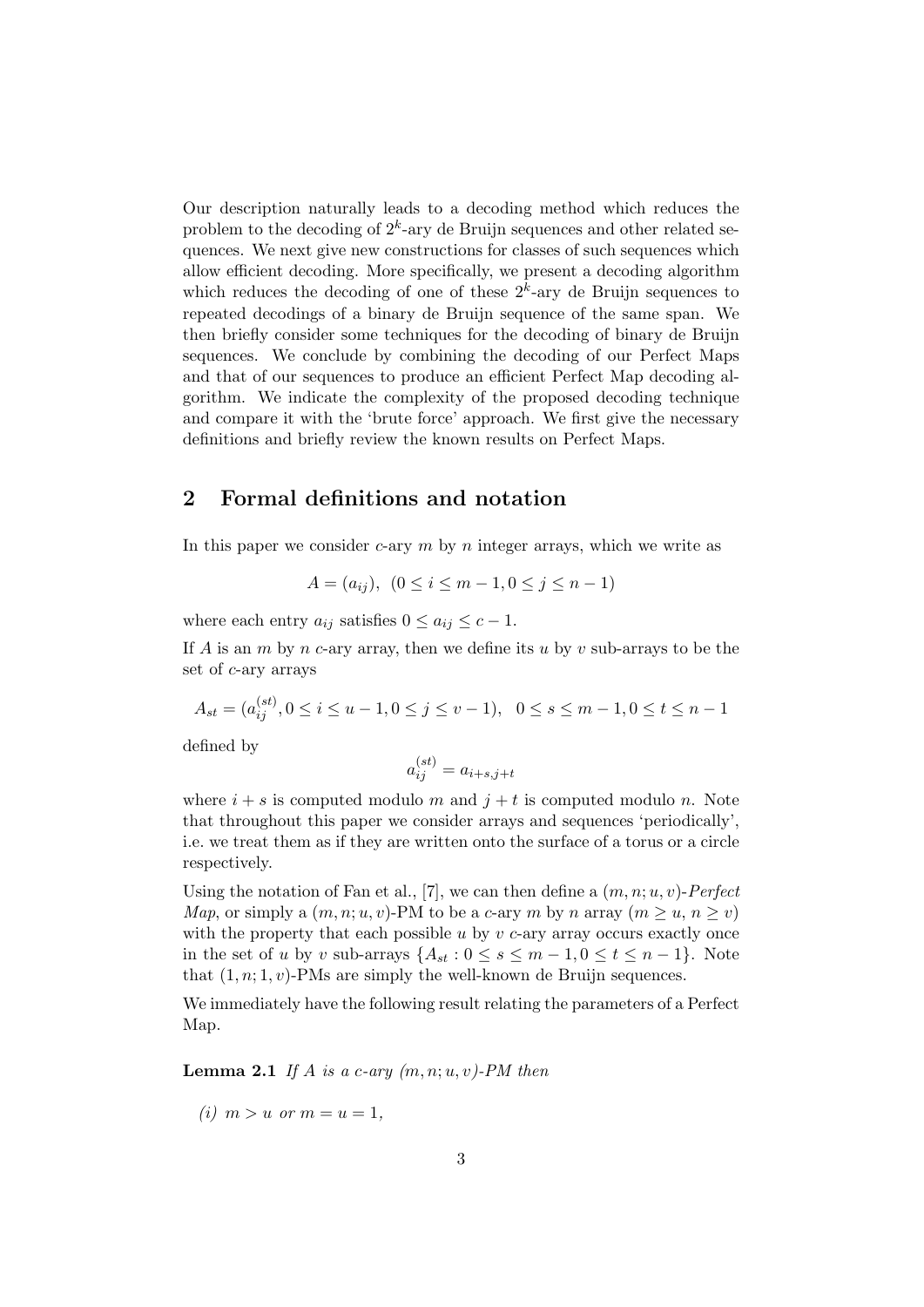Our description naturally leads to a decoding method which reduces the problem to the decoding of $2^k$-ary de Bruijn sequences and other related sequences. We next give new constructions for classes of such sequences which allow efficient decoding. More specifically, we present a decoding algorithm which reduces the decoding of one of these $2^k$-ary de Bruijn sequences to repeated decodings of a binary de Bruijn sequence of the same span. We then briefly consider some techniques for the decoding of binary de Bruijn sequences. We conclude by combining the decoding of our Perfect Maps and that of our sequences to produce an efficient Perfect Map decoding algorithm. We indicate the complexity of the proposed decoding technique and compare it with the 'brute force' approach. We first give the necessary definitions and briefly review the known results on Perfect Maps.

## 2 Formal definitions and notation

In this paper we consider $c$-ary $m$ by $n$ integer arrays, which we write as

$$A = (a_{ij}), \ \ (0 \leq i \leq m-1, 0 \leq j \leq n-1)$$

where each entry $a_{ij}$ satisfies $0 \leq a_{ij} \leq c-1$.

If $A$ is an $m$ by $n$ $c$-ary array, then we define its $u$ by $v$ sub-arrays to be the set of $c$-ary arrays

$$A_{st} = (a_{ij}^{(st)}, 0 \leq i \leq u-1, 0 \leq j \leq v-1), \ \ 0 \leq s \leq m-1, 0 \leq t \leq n-1$$

defined by

$$a_{ij}^{(st)} = a_{i+s,j+t}$$

where $i+s$ is computed modulo $m$ and $j+t$ is computed modulo $n$. Note that throughout this paper we consider arrays and sequences 'periodically', i.e. we treat them as if they are written onto the surface of a torus or a circle respectively.

Using the notation of Fan et al., [7], we can then define a $(m, n; u, v)$-*Perfect Map*, or simply a $(m, n; u, v)$-PM to be a $c$-ary $m$ by $n$ array ($m \geq u$, $n \geq v$) with the property that each possible $u$ by $v$ $c$-ary array occurs exactly once in the set of $u$ by $v$ sub-arrays $\{A_{st} : 0 \leq s \leq m-1, 0 \leq t \leq n-1\}$. Note that $(1, n; 1, v)$-PMs are simply the well-known de Bruijn sequences.

We immediately have the following result relating the parameters of a Perfect Map.

**Lemma 2.1** *If $A$ is a $c$-ary $(m, n; u, v)$-PM then*

*(i) $m > u$ or $m = u = 1$,*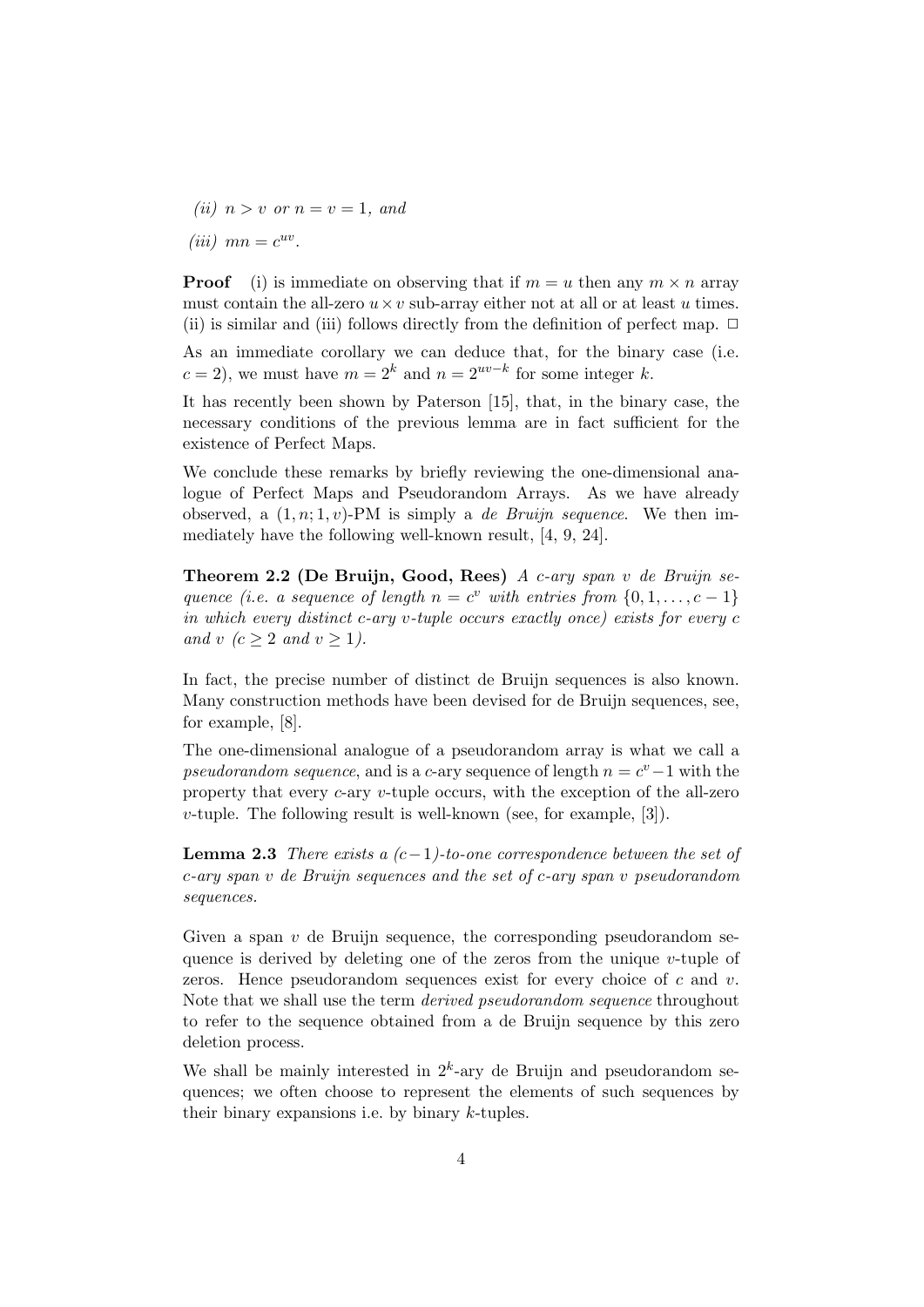*(ii)* $n > v$ *or* $n = v = 1$*, and*

*(iii)* $mn = c^{uv}$*.*

**Proof** (i) is immediate on observing that if $m = u$ then any $m \times n$ array must contain the all-zero $u \times v$ sub-array either not at all or at least $u$ times. (ii) is similar and (iii) follows directly from the definition of perfect map. □

As an immediate corollary we can deduce that, for the binary case (i.e. $c = 2$), we must have $m = 2^k$ and $n = 2^{uv-k}$ for some integer $k$.

It has recently been shown by Paterson [15], that, in the binary case, the necessary conditions of the previous lemma are in fact sufficient for the existence of Perfect Maps.

We conclude these remarks by briefly reviewing the one-dimensional analogue of Perfect Maps and Pseudorandom Arrays. As we have already observed, a $(1, n; 1, v)$-PM is simply a *de Bruijn sequence*. We then immediately have the following well-known result, [4, 9, 24].

**Theorem 2.2 (De Bruijn, Good, Rees)** *A c-ary span v de Bruijn sequence (i.e. a sequence of length* $n = c^v$ *with entries from* $\{0, 1, \ldots, c-1\}$ *in which every distinct c-ary v-tuple occurs exactly once) exists for every c and v* $(c \geq 2$ *and* $v \geq 1)$*.*

In fact, the precise number of distinct de Bruijn sequences is also known. Many construction methods have been devised for de Bruijn sequences, see, for example, [8].

The one-dimensional analogue of a pseudorandom array is what we call a *pseudorandom sequence*, and is a $c$-ary sequence of length $n = c^v - 1$ with the property that every $c$-ary $v$-tuple occurs, with the exception of the all-zero $v$-tuple. The following result is well-known (see, for example, [3]).

**Lemma 2.3** *There exists a* $(c-1)$*-to-one correspondence between the set of c-ary span v de Bruijn sequences and the set of c-ary span v pseudorandom sequences.*

Given a span $v$ de Bruijn sequence, the corresponding pseudorandom sequence is derived by deleting one of the zeros from the unique $v$-tuple of zeros. Hence pseudorandom sequences exist for every choice of $c$ and $v$. Note that we shall use the term *derived pseudorandom sequence* throughout to refer to the sequence obtained from a de Bruijn sequence by this zero deletion process.

We shall be mainly interested in $2^k$-ary de Bruijn and pseudorandom sequences; we often choose to represent the elements of such sequences by their binary expansions i.e. by binary $k$-tuples.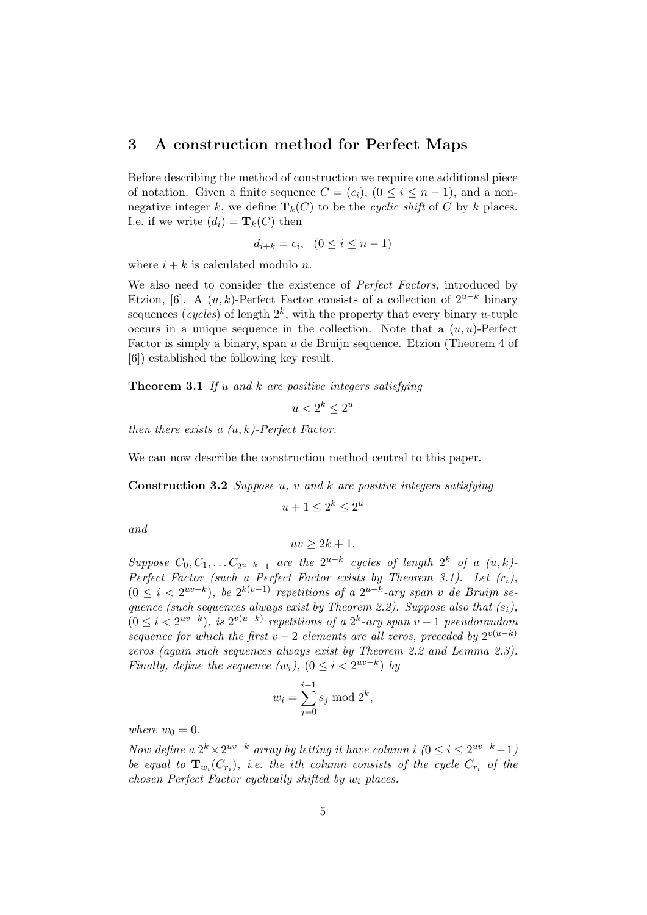## 3 A construction method for Perfect Maps

Before describing the method of construction we require one additional piece of notation. Given a finite sequence $C = (c_i)$, $(0 \leq i \leq n-1)$, and a non-negative integer $k$, we define $\mathbf{T}_k(C)$ to be the *cyclic shift* of $C$ by $k$ places. I.e. if we write $(d_i) = \mathbf{T}_k(C)$ then

$$d_{i+k} = c_i, \quad (0 \leq i \leq n-1)$$

where $i + k$ is calculated modulo $n$.

We also need to consider the existence of *Perfect Factors*, introduced by Etzion, [6]. A $(u, k)$-Perfect Factor consists of a collection of $2^{u-k}$ binary sequences (*cycles*) of length $2^k$, with the property that every binary $u$-tuple occurs in a unique sequence in the collection. Note that a $(u, u)$-Perfect Factor is simply a binary, span $u$ de Bruijn sequence. Etzion (Theorem 4 of [6]) established the following key result.

**Theorem 3.1** *If $u$ and $k$ are positive integers satisfying*

$$u < 2^k \leq 2^u$$

*then there exists a $(u, k)$-Perfect Factor.*

We can now describe the construction method central to this paper.

**Construction 3.2** *Suppose $u$, $v$ and $k$ are positive integers satisfying*

$$u + 1 \leq 2^k \leq 2^u$$

*and*

$$uv \geq 2k + 1.$$

*Suppose $C_0, C_1, \ldots C_{2^{u-k}-1}$ are the $2^{u-k}$ cycles of length $2^k$ of a $(u, k)$-Perfect Factor (such a Perfect Factor exists by Theorem 3.1). Let $(r_i)$, $(0 \leq i < 2^{uv-k})$, be $2^{k(v-1)}$ repetitions of a $2^{u-k}$-ary span $v$ de Bruijn sequence (such sequences always exist by Theorem 2.2). Suppose also that $(s_i)$, $(0 \leq i < 2^{uv-k})$, is $2^{v(u-k)}$ repetitions of a $2^k$-ary span $v-1$ pseudorandom sequence for which the first $v-2$ elements are all zeros, preceded by $2^{v(u-k)}$ zeros (again such sequences always exist by Theorem 2.2 and Lemma 2.3). Finally, define the sequence $(w_i)$, $(0 \leq i < 2^{uv-k})$ by*

$$w_i = \sum_{j=0}^{i-1} s_j \bmod 2^k,$$

*where $w_0 = 0$.*

*Now define a $2^k \times 2^{uv-k}$ array by letting it have column $i$ $(0 \leq i \leq 2^{uv-k}-1)$ be equal to $\mathbf{T}_{w_i}(C_{r_i})$, i.e. the $i$th column consists of the cycle $C_{r_i}$ of the chosen Perfect Factor cyclically shifted by $w_i$ places.*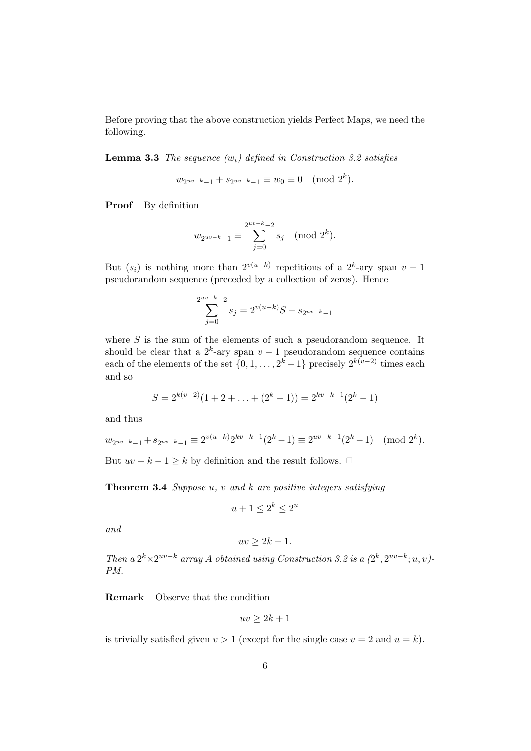Before proving that the above construction yields Perfect Maps, we need the following.

**Lemma 3.3** *The sequence $(w_i)$ defined in Construction 3.2 satisfies*

$$w_{2^{uv-k}-1} + s_{2^{uv-k}-1} \equiv w_0 \equiv 0 \pmod{2^k}.$$

**Proof** By definition

$$w_{2^{uv-k}-1} \equiv \sum_{j=0}^{2^{uv-k}-2} s_j \pmod{2^k}.$$

But $(s_i)$ is nothing more than $2^{v(u-k)}$ repetitions of a $2^k$-ary span $v-1$ pseudorandom sequence (preceded by a collection of zeros). Hence

$$\sum_{j=0}^{2^{uv-k}-2} s_j = 2^{v(u-k)}S - s_{2^{uv-k}-1}$$

where $S$ is the sum of the elements of such a pseudorandom sequence. It should be clear that a $2^k$-ary span $v-1$ pseudorandom sequence contains each of the elements of the set $\{0, 1, \ldots, 2^k-1\}$ precisely $2^{k(v-2)}$ times each and so

$$S = 2^{k(v-2)}(1 + 2 + \ldots + (2^k-1)) = 2^{kv-k-1}(2^k-1)$$

and thus

$$w_{2^{uv-k}-1} + s_{2^{uv-k}-1} \equiv 2^{v(u-k)}2^{kv-k-1}(2^k-1) \equiv 2^{uv-k-1}(2^k-1) \pmod{2^k}.$$

But $uv-k-1 \geq k$ by definition and the result follows. □

**Theorem 3.4** *Suppose $u$, $v$ and $k$ are positive integers satisfying*

$$u + 1 \leq 2^k \leq 2^u$$

*and*

$$uv \geq 2k+1.$$

*Then a $2^k \times 2^{uv-k}$ array $A$ obtained using Construction 3.2 is a $(2^k, 2^{uv-k}; u, v)$-PM.*

**Remark** Observe that the condition

$$uv \geq 2k+1$$

is trivially satisfied given $v > 1$ (except for the single case $v = 2$ and $u = k$).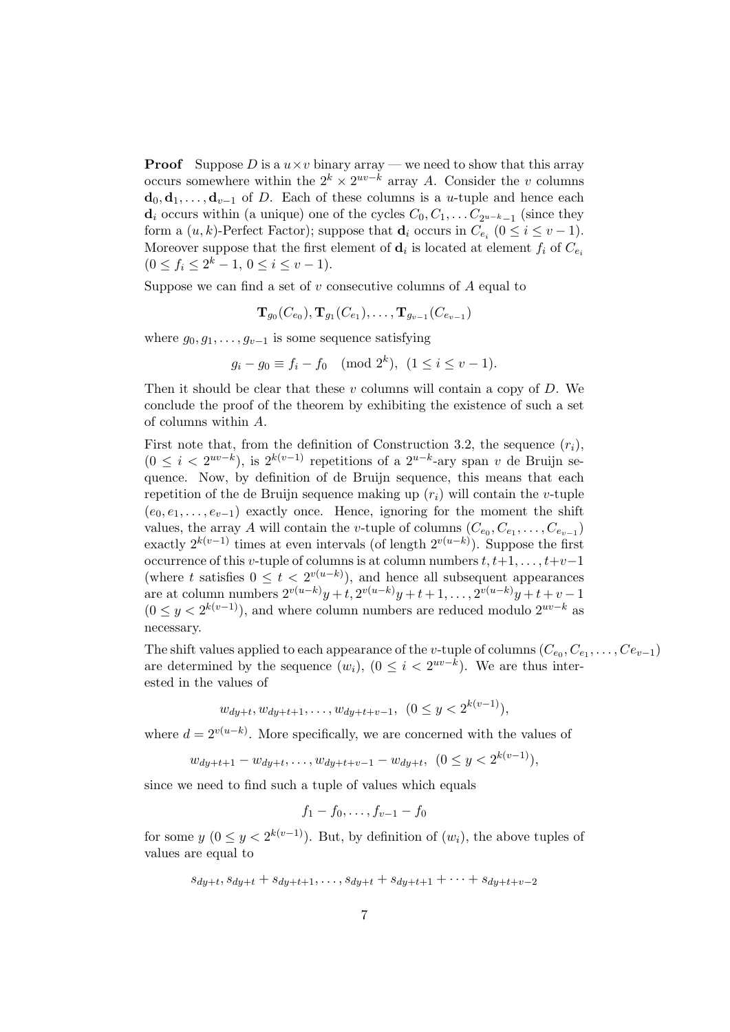**Proof** Suppose $D$ is a $u \times v$ binary array — we need to show that this array occurs somewhere within the $2^k \times 2^{uv-k}$ array $A$. Consider the $v$ columns $\mathbf{d}_0, \mathbf{d}_1, \ldots, \mathbf{d}_{v-1}$ of $D$. Each of these columns is a $u$-tuple and hence each $\mathbf{d}_i$ occurs within (a unique) one of the cycles $C_0, C_1, \ldots C_{2^{u-k}-1}$ (since they form a $(u,k)$-Perfect Factor); suppose that $\mathbf{d}_i$ occurs in $C_{e_i}$ $(0 \leq i \leq v-1)$. Moreover suppose that the first element of $\mathbf{d}_i$ is located at element $f_i$ of $C_{e_i}$ $(0 \leq f_i \leq 2^k - 1,\ 0 \leq i \leq v-1)$.

Suppose we can find a set of $v$ consecutive columns of $A$ equal to

$$\mathbf{T}_{g_0}(C_{e_0}), \mathbf{T}_{g_1}(C_{e_1}), \ldots, \mathbf{T}_{g_{v-1}}(C_{e_{v-1}})$$

where $g_0, g_1, \ldots, g_{v-1}$ is some sequence satisfying

$$g_i - g_0 \equiv f_i - f_0 \pmod{2^k},\ \ (1 \leq i \leq v-1).$$

Then it should be clear that these $v$ columns will contain a copy of $D$. We conclude the proof of the theorem by exhibiting the existence of such a set of columns within $A$.

First note that, from the definition of Construction 3.2, the sequence $(r_i)$, $(0 \leq i < 2^{uv-k})$, is $2^{k(v-1)}$ repetitions of a $2^{u-k}$-ary span $v$ de Bruijn sequence. Now, by definition of de Bruijn sequence, this means that each repetition of the de Bruijn sequence making up $(r_i)$ will contain the $v$-tuple $(e_0, e_1, \ldots, e_{v-1})$ exactly once. Hence, ignoring for the moment the shift values, the array $A$ will contain the $v$-tuple of columns $(C_{e_0}, C_{e_1}, \ldots, C_{e_{v-1}})$ exactly $2^{k(v-1)}$ times at even intervals (of length $2^{v(u-k)}$). Suppose the first occurrence of this $v$-tuple of columns is at column numbers $t, t+1, \ldots, t+v-1$ (where $t$ satisfies $0 \leq t < 2^{v(u-k)}$), and hence all subsequent appearances are at column numbers $2^{v(u-k)}y+t, 2^{v(u-k)}y+t+1, \ldots, 2^{v(u-k)}y+t+v-1$ $(0 \leq y < 2^{k(v-1)})$, and where column numbers are reduced modulo $2^{uv-k}$ as necessary.

The shift values applied to each appearance of the $v$-tuple of columns $(C_{e_0}, C_{e_1}, \ldots, Ce_{v-1})$ are determined by the sequence $(w_i)$, $(0 \leq i < 2^{uv-k})$. We are thus interested in the values of

$$w_{dy+t}, w_{dy+t+1}, \ldots, w_{dy+t+v-1},\ \ (0 \leq y < 2^{k(v-1)}),$$

where $d = 2^{v(u-k)}$. More specifically, we are concerned with the values of

$$w_{dy+t+1} - w_{dy+t}, \ldots, w_{dy+t+v-1} - w_{dy+t},\ \ (0 \leq y < 2^{k(v-1)}),$$

since we need to find such a tuple of values which equals

$$f_1 - f_0, \ldots, f_{v-1} - f_0$$

for some $y$ $(0 \leq y < 2^{k(v-1)})$. But, by definition of $(w_i)$, the above tuples of values are equal to

$$s_{dy+t}, s_{dy+t} + s_{dy+t+1}, \ldots, s_{dy+t} + s_{dy+t+1} + \cdots + s_{dy+t+v-2}$$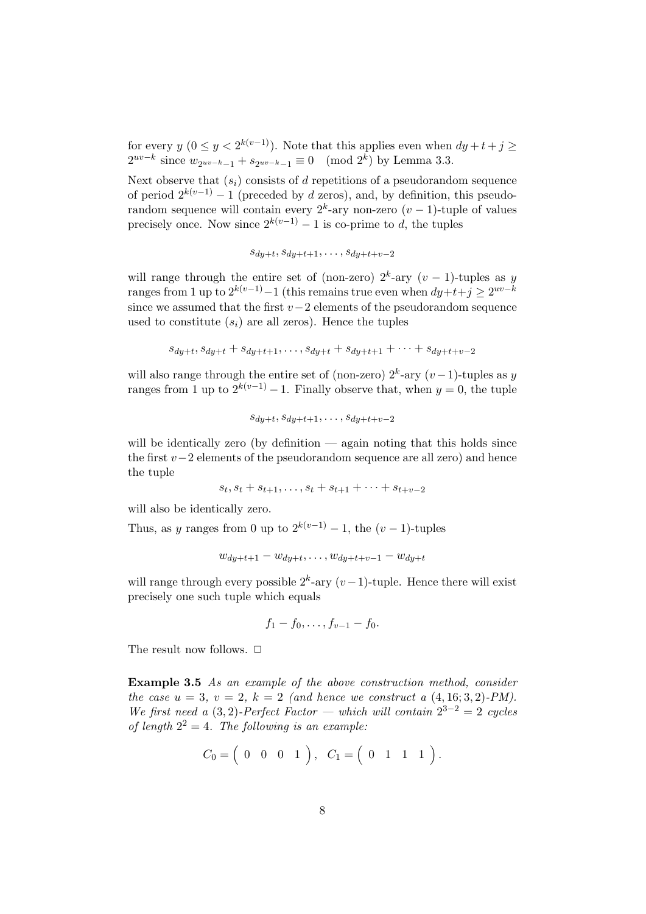for every $y$ ($0 \leq y < 2^{k(v-1)}$). Note that this applies even when $dy + t + j \geq 2^{uv-k}$ since $w_{2^{uv-k}-1} + s_{2^{uv-k}-1} \equiv 0 \pmod{2^k}$ by Lemma 3.3.

Next observe that $(s_i)$ consists of $d$ repetitions of a pseudorandom sequence of period $2^{k(v-1)} - 1$ (preceded by $d$ zeros), and, by definition, this pseudorandom sequence will contain every $2^k$-ary non-zero $(v-1)$-tuple of values precisely once. Now since $2^{k(v-1)} - 1$ is co-prime to $d$, the tuples

$$s_{dy+t}, s_{dy+t+1}, \ldots, s_{dy+t+v-2}$$

will range through the entire set of (non-zero) $2^k$-ary $(v-1)$-tuples as $y$ ranges from 1 up to $2^{k(v-1)}-1$ (this remains true even when $dy+t+j \geq 2^{uv-k}$ since we assumed that the first $v-2$ elements of the pseudorandom sequence used to constitute $(s_i)$ are all zeros). Hence the tuples

$$s_{dy+t}, s_{dy+t} + s_{dy+t+1}, \ldots, s_{dy+t} + s_{dy+t+1} + \cdots + s_{dy+t+v-2}$$

will also range through the entire set of (non-zero) $2^k$-ary $(v-1)$-tuples as $y$ ranges from 1 up to $2^{k(v-1)} - 1$. Finally observe that, when $y = 0$, the tuple

$$s_{dy+t}, s_{dy+t+1}, \ldots, s_{dy+t+v-2}$$

will be identically zero (by definition — again noting that this holds since the first $v-2$ elements of the pseudorandom sequence are all zero) and hence the tuple

$$s_t, s_t + s_{t+1}, \ldots, s_t + s_{t+1} + \cdots + s_{t+v-2}$$

will also be identically zero.

Thus, as $y$ ranges from 0 up to $2^{k(v-1)} - 1$, the $(v-1)$-tuples

$$w_{dy+t+1} - w_{dy+t}, \ldots, w_{dy+t+v-1} - w_{dy+t}$$

will range through every possible $2^k$-ary $(v-1)$-tuple. Hence there will exist precisely one such tuple which equals

$$f_1 - f_0, \ldots, f_{v-1} - f_0.$$

The result now follows. □

**Example 3.5** *As an example of the above construction method, consider the case $u = 3$, $v = 2$, $k = 2$ (and hence we construct a $(4, 16; 3, 2)$-PM). We first need a $(3, 2)$-Perfect Factor — which will contain $2^{3-2} = 2$ cycles of length $2^2 = 4$. The following is an example:*

$$C_0 = \begin{pmatrix} 0 & 0 & 0 & 1 \end{pmatrix}, \quad C_1 = \begin{pmatrix} 0 & 1 & 1 & 1 \end{pmatrix}.$$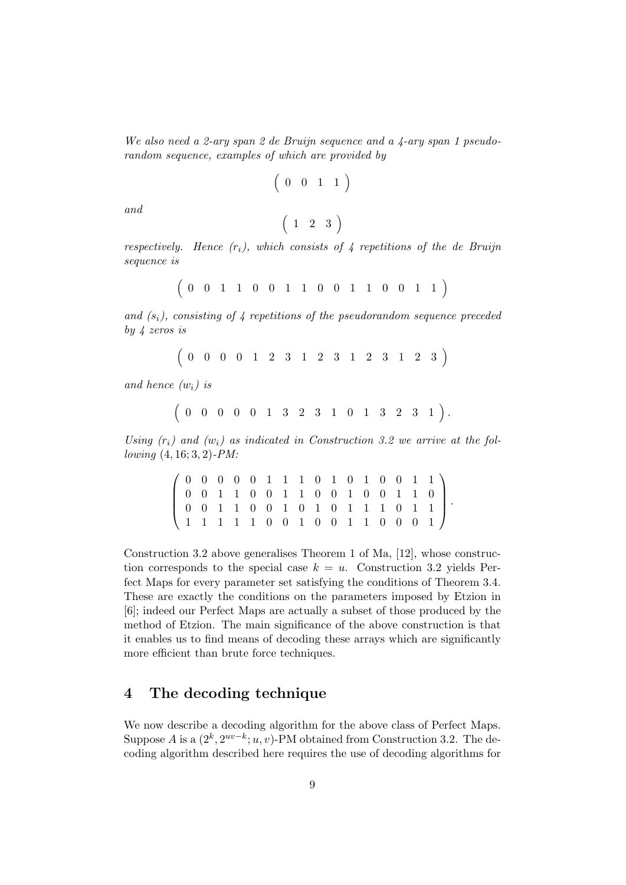*We also need a 2-ary span 2 de Bruijn sequence and a 4-ary span 1 pseudorandom sequence, examples of which are provided by*

$$\begin{pmatrix} 0 & 0 & 1 & 1 \end{pmatrix}$$

*and*

$$\begin{pmatrix} 1 & 2 & 3 \end{pmatrix}$$

*respectively. Hence $(r_i)$, which consists of 4 repetitions of the de Bruijn sequence is*

$$\begin{pmatrix} 0 & 0 & 1 & 1 & 0 & 0 & 1 & 1 & 0 & 0 & 1 & 1 & 0 & 0 & 1 & 1 \end{pmatrix}$$

*and $(s_i)$, consisting of 4 repetitions of the pseudorandom sequence preceded by 4 zeros is*

$$\begin{pmatrix} 0 & 0 & 0 & 0 & 1 & 2 & 3 & 1 & 2 & 3 & 1 & 2 & 3 & 1 & 2 & 3 \end{pmatrix}$$

*and hence $(w_i)$ is*

$$\begin{pmatrix} 0 & 0 & 0 & 0 & 0 & 1 & 3 & 2 & 3 & 1 & 0 & 1 & 3 & 2 & 3 & 1 \end{pmatrix}.$$

*Using $(r_i)$ and $(w_i)$ as indicated in Construction 3.2 we arrive at the following $(4, 16; 3, 2)$-PM:*

$$\begin{pmatrix} 0 & 0 & 0 & 0 & 0 & 1 & 1 & 1 & 0 & 1 & 0 & 1 & 0 & 0 & 1 & 1 \\ 0 & 0 & 1 & 1 & 0 & 0 & 1 & 1 & 0 & 0 & 1 & 0 & 0 & 1 & 1 & 0 \\ 0 & 0 & 1 & 1 & 0 & 0 & 1 & 0 & 1 & 0 & 1 & 1 & 1 & 0 & 1 & 1 \\ 1 & 1 & 1 & 1 & 1 & 0 & 0 & 1 & 0 & 0 & 1 & 1 & 0 & 0 & 0 & 1 \end{pmatrix}.$$

Construction 3.2 above generalises Theorem 1 of Ma, [12], whose construction corresponds to the special case $k = u$. Construction 3.2 yields Perfect Maps for every parameter set satisfying the conditions of Theorem 3.4. These are exactly the conditions on the parameters imposed by Etzion in [6]; indeed our Perfect Maps are actually a subset of those produced by the method of Etzion. The main significance of the above construction is that it enables us to find means of decoding these arrays which are significantly more efficient than brute force techniques.

## 4 The decoding technique

We now describe a decoding algorithm for the above class of Perfect Maps. Suppose $A$ is a $(2^k, 2^{uv-k}; u, v)$-PM obtained from Construction 3.2. The decoding algorithm described here requires the use of decoding algorithms for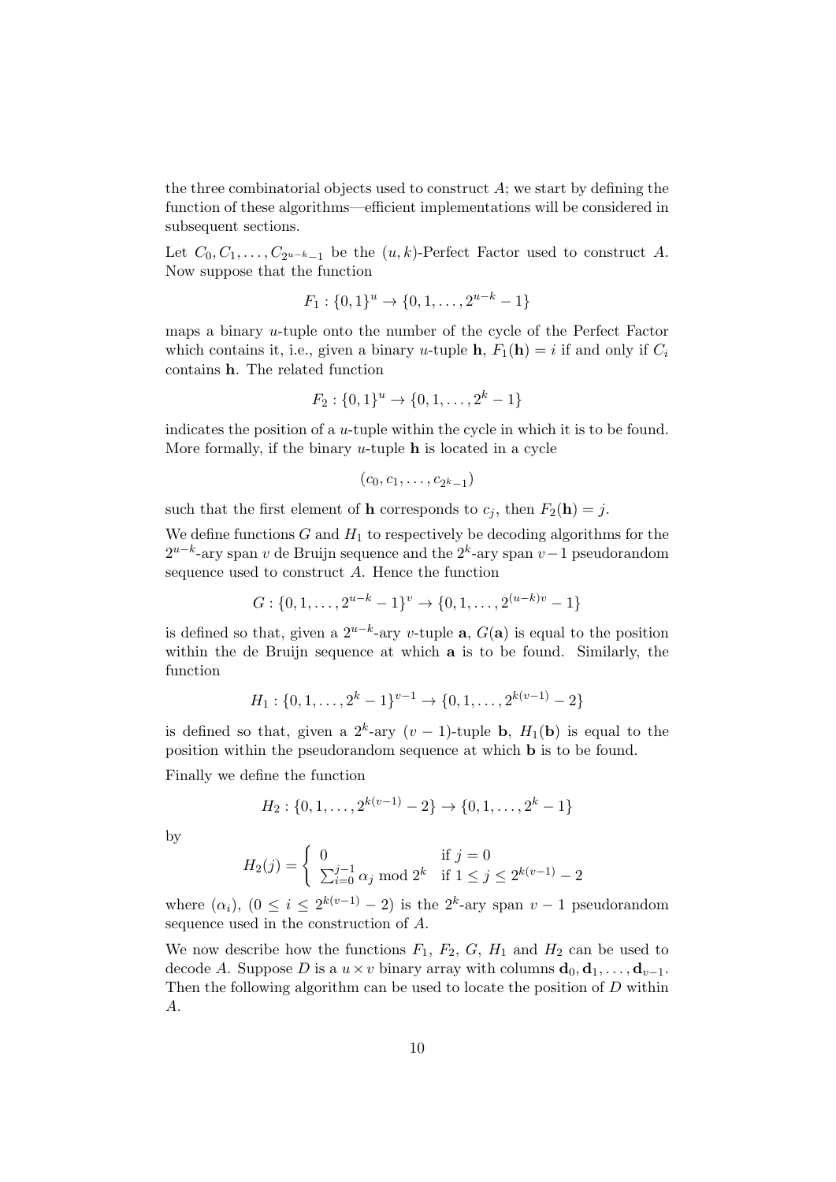the three combinatorial objects used to construct $A$; we start by defining the function of these algorithms—efficient implementations will be considered in subsequent sections.

Let $C_0, C_1, \ldots, C_{2^{u-k}-1}$ be the $(u,k)$-Perfect Factor used to construct $A$. Now suppose that the function

$$F_1 : \{0,1\}^u \to \{0,1,\ldots,2^{u-k}-1\}$$

maps a binary $u$-tuple onto the number of the cycle of the Perfect Factor which contains it, i.e., given a binary $u$-tuple $\mathbf{h}$, $F_1(\mathbf{h}) = i$ if and only if $C_i$ contains $\mathbf{h}$. The related function

$$F_2 : \{0,1\}^u \to \{0,1,\ldots,2^k-1\}$$

indicates the position of a $u$-tuple within the cycle in which it is to be found. More formally, if the binary $u$-tuple $\mathbf{h}$ is located in a cycle

$$(c_0, c_1, \ldots, c_{2^k-1})$$

such that the first element of $\mathbf{h}$ corresponds to $c_j$, then $F_2(\mathbf{h}) = j$.

We define functions $G$ and $H_1$ to respectively be decoding algorithms for the $2^{u-k}$-ary span $v$ de Bruijn sequence and the $2^k$-ary span $v-1$ pseudorandom sequence used to construct $A$. Hence the function

$$G : \{0,1,\ldots,2^{u-k}-1\}^v \to \{0,1,\ldots,2^{(u-k)v}-1\}$$

is defined so that, given a $2^{u-k}$-ary $v$-tuple $\mathbf{a}$, $G(\mathbf{a})$ is equal to the position within the de Bruijn sequence at which $\mathbf{a}$ is to be found. Similarly, the function

$$H_1 : \{0,1,\ldots,2^k-1\}^{v-1} \to \{0,1,\ldots,2^{k(v-1)}-2\}$$

is defined so that, given a $2^k$-ary $(v-1)$-tuple $\mathbf{b}$, $H_1(\mathbf{b})$ is equal to the position within the pseudorandom sequence at which $\mathbf{b}$ is to be found.

Finally we define the function

$$H_2 : \{0,1,\ldots,2^{k(v-1)}-2\} \to \{0,1,\ldots,2^k-1\}$$

by

$$H_2(j) = \begin{cases} 0 & \text{if } j = 0 \\ \sum_{i=0}^{j-1} \alpha_j \bmod 2^k & \text{if } 1 \leq j \leq 2^{k(v-1)}-2 \end{cases}$$

where $(\alpha_i)$, $(0 \leq i \leq 2^{k(v-1)}-2)$ is the $2^k$-ary span $v-1$ pseudorandom sequence used in the construction of $A$.

We now describe how the functions $F_1$, $F_2$, $G$, $H_1$ and $H_2$ can be used to decode $A$. Suppose $D$ is a $u \times v$ binary array with columns $\mathbf{d}_0, \mathbf{d}_1, \ldots, \mathbf{d}_{v-1}$. Then the following algorithm can be used to locate the position of $D$ within $A$.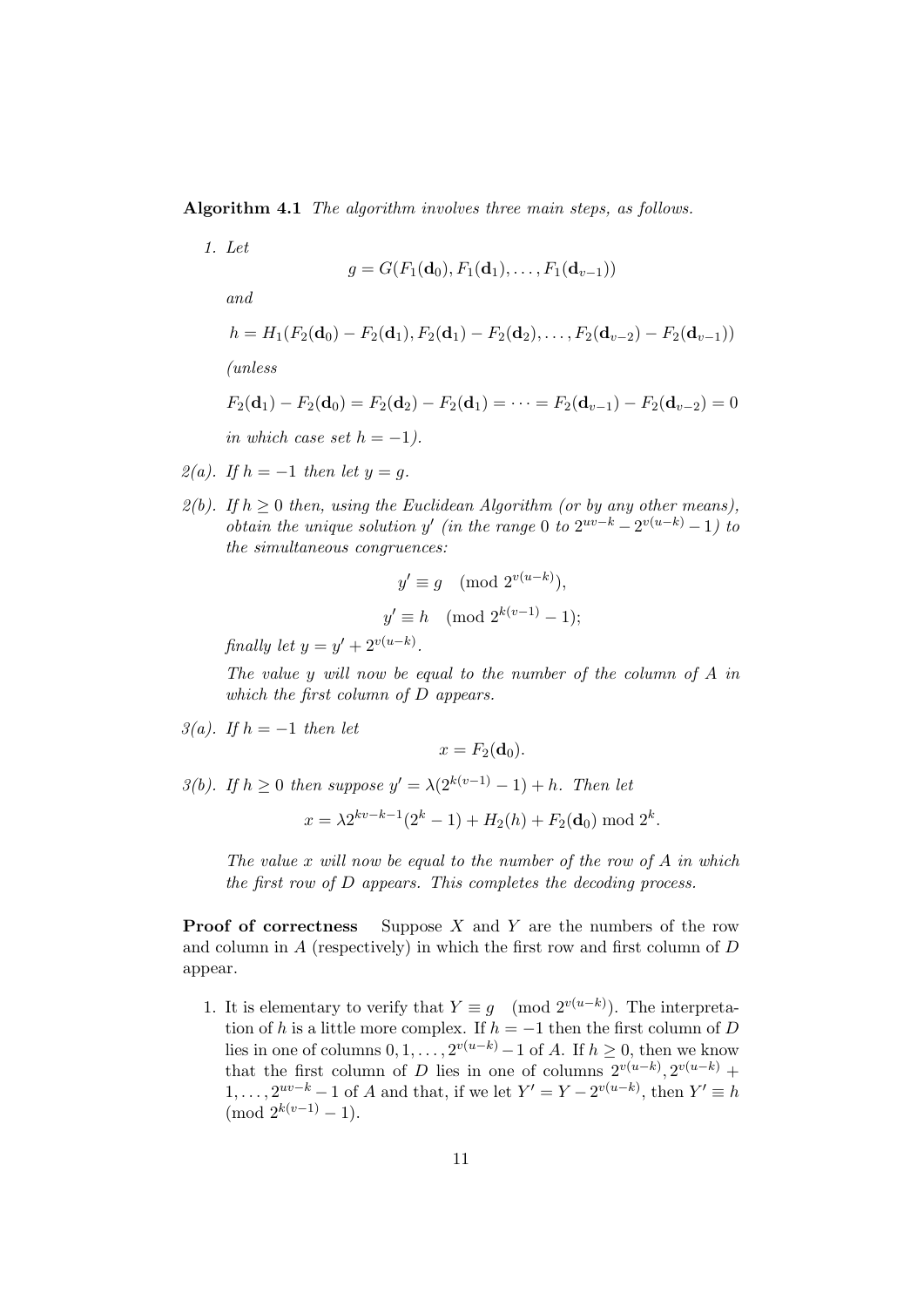**Algorithm 4.1** *The algorithm involves three main steps, as follows.*

1. *Let*

$$g = G(F_1(\mathbf{d}_0), F_1(\mathbf{d}_1), \ldots, F_1(\mathbf{d}_{v-1}))$$

*and*

$$h = H_1(F_2(\mathbf{d}_0) - F_2(\mathbf{d}_1), F_2(\mathbf{d}_1) - F_2(\mathbf{d}_2), \ldots, F_2(\mathbf{d}_{v-2}) - F_2(\mathbf{d}_{v-1}))$$

*(unless*

$$F_2(\mathbf{d}_1) - F_2(\mathbf{d}_0) = F_2(\mathbf{d}_2) - F_2(\mathbf{d}_1) = \cdots = F_2(\mathbf{d}_{v-1}) - F_2(\mathbf{d}_{v-2}) = 0$$

*in which case set $h = -1$).*

2(a). *If $h = -1$ then let $y = g$.*

2(b). *If $h \geq 0$ then, using the Euclidean Algorithm (or by any other means), obtain the unique solution $y'$ (in the range $0$ to $2^{uv-k} - 2^{v(u-k)} - 1$) to the simultaneous congruences:*

$$y' \equiv g \pmod{2^{v(u-k)}},$$

$$y' \equiv h \pmod{2^{k(v-1)} - 1};$$

*finally let $y = y' + 2^{v(u-k)}$.*

*The value $y$ will now be equal to the number of the column of $A$ in which the first column of $D$ appears.*

3(a). *If $h = -1$ then let*

$$x = F_2(\mathbf{d}_0).$$

3(b). *If $h \geq 0$ then suppose $y' = \lambda(2^{k(v-1)} - 1) + h$. Then let*

$$x = \lambda 2^{kv-k-1}(2^k - 1) + H_2(h) + F_2(\mathbf{d}_0) \bmod 2^k.$$

*The value $x$ will now be equal to the number of the row of $A$ in which the first row of $D$ appears. This completes the decoding process.*

**Proof of correctness** Suppose $X$ and $Y$ are the numbers of the row and column in $A$ (respectively) in which the first row and first column of $D$ appear.

1. It is elementary to verify that $Y \equiv g \pmod{2^{v(u-k)}}$. The interpretation of $h$ is a little more complex. If $h = -1$ then the first column of $D$ lies in one of columns $0, 1, \ldots, 2^{v(u-k)} - 1$ of $A$. If $h \geq 0$, then we know that the first column of $D$ lies in one of columns $2^{v(u-k)}, 2^{v(u-k)} + 1, \ldots, 2^{uv-k} - 1$ of $A$ and that, if we let $Y' = Y - 2^{v(u-k)}$, then $Y' \equiv h \pmod{2^{k(v-1)} - 1}$.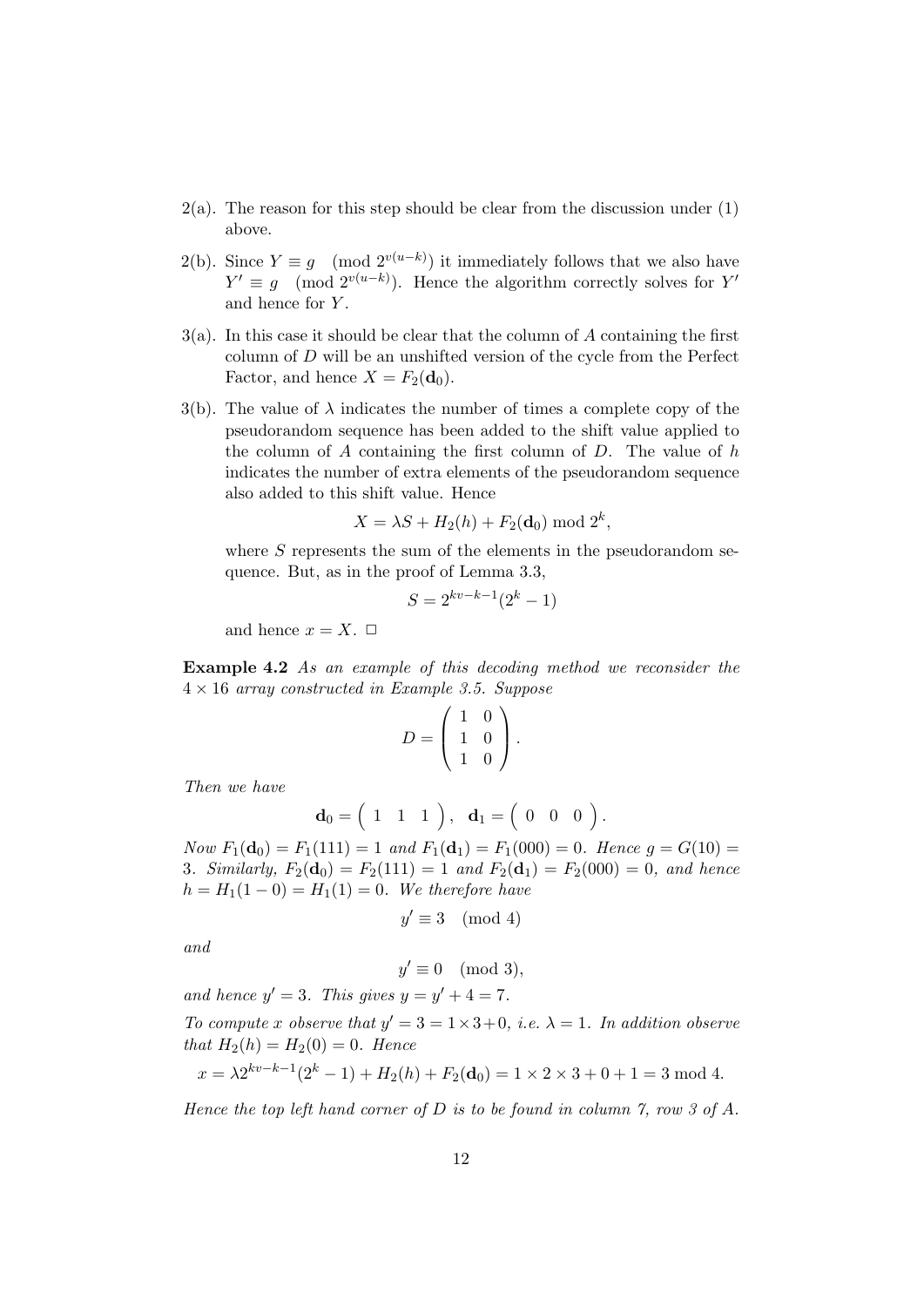2(a). The reason for this step should be clear from the discussion under (1) above.

2(b). Since $Y \equiv g \pmod{2^{v(u-k)}}$ it immediately follows that we also have $Y' \equiv g \pmod{2^{v(u-k)}}$. Hence the algorithm correctly solves for $Y'$ and hence for $Y$.

3(a). In this case it should be clear that the column of $A$ containing the first column of $D$ will be an unshifted version of the cycle from the Perfect Factor, and hence $X = F_2(\mathbf{d}_0)$.

3(b). The value of $\lambda$ indicates the number of times a complete copy of the pseudorandom sequence has been added to the shift value applied to the column of $A$ containing the first column of $D$. The value of $h$ indicates the number of extra elements of the pseudorandom sequence also added to this shift value. Hence

$$X = \lambda S + H_2(h) + F_2(\mathbf{d}_0) \bmod 2^k,$$

where $S$ represents the sum of the elements in the pseudorandom sequence. But, as in the proof of Lemma 3.3,

$$S = 2^{kv-k-1}(2^k - 1)$$

and hence $x = X$. □

**Example 4.2** *As an example of this decoding method we reconsider the $4 \times 16$ array constructed in Example 3.5. Suppose*

$$D = \begin{pmatrix} 1 & 0 \\ 1 & 0 \\ 1 & 0 \end{pmatrix}.$$

*Then we have*

$$\mathbf{d}_0 = \begin{pmatrix} 1 & 1 & 1 \end{pmatrix}, \quad \mathbf{d}_1 = \begin{pmatrix} 0 & 0 & 0 \end{pmatrix}.$$

*Now $F_1(\mathbf{d}_0) = F_1(111) = 1$ and $F_1(\mathbf{d}_1) = F_1(000) = 0$. Hence $g = G(10) = 3$. Similarly, $F_2(\mathbf{d}_0) = F_2(111) = 1$ and $F_2(\mathbf{d}_1) = F_2(000) = 0$, and hence $h = H_1(1-0) = H_1(1) = 0$. We therefore have*

$$y' \equiv 3 \pmod 4$$

*and*

$$y' \equiv 0 \pmod 3,$$

*and hence $y' = 3$. This gives $y = y' + 4 = 7$.*

*To compute $x$ observe that $y' = 3 = 1 \times 3 + 0$, i.e. $\lambda = 1$. In addition observe that $H_2(h) = H_2(0) = 0$. Hence*

$$x = \lambda 2^{kv-k-1}(2^k - 1) + H_2(h) + F_2(\mathbf{d}_0) = 1 \times 2 \times 3 + 0 + 1 = 3 \bmod 4.$$

*Hence the top left hand corner of $D$ is to be found in column 7, row 3 of $A$.*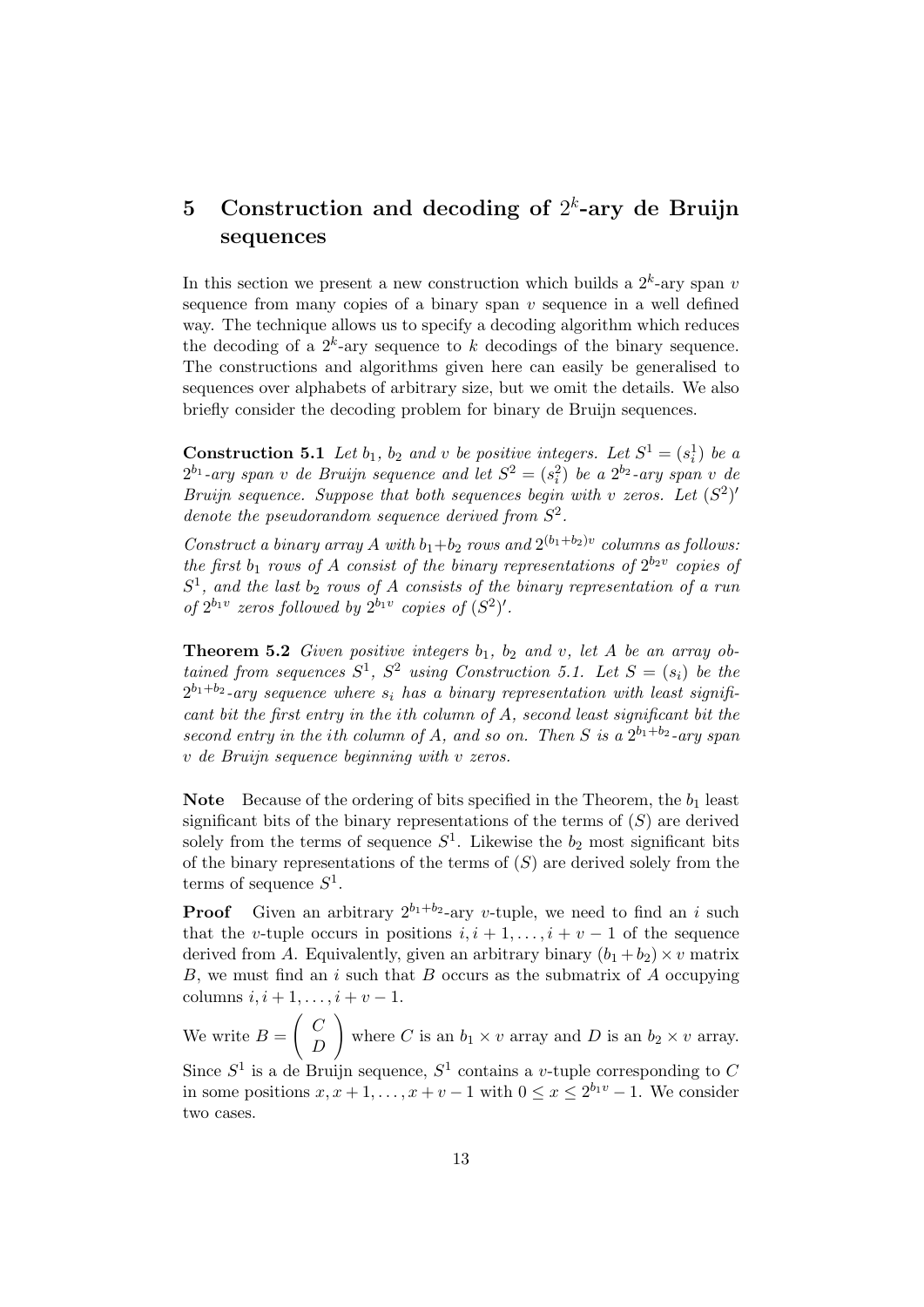## 5 Construction and decoding of $2^k$-ary de Bruijn sequences

In this section we present a new construction which builds a $2^k$-ary span $v$ sequence from many copies of a binary span $v$ sequence in a well defined way. The technique allows us to specify a decoding algorithm which reduces the decoding of a $2^k$-ary sequence to $k$ decodings of the binary sequence. The constructions and algorithms given here can easily be generalised to sequences over alphabets of arbitrary size, but we omit the details. We also briefly consider the decoding problem for binary de Bruijn sequences.

**Construction 5.1** *Let $b_1$, $b_2$ and $v$ be positive integers. Let $S^1 = (s_i^1)$ be a $2^{b_1}$-ary span $v$ de Bruijn sequence and let $S^2 = (s_i^2)$ be a $2^{b_2}$-ary span $v$ de Bruijn sequence. Suppose that both sequences begin with $v$ zeros. Let $(S^2)'$ denote the pseudorandom sequence derived from $S^2$.*

*Construct a binary array $A$ with $b_1+b_2$ rows and $2^{(b_1+b_2)v}$ columns as follows: the first $b_1$ rows of $A$ consist of the binary representations of $2^{b_2 v}$ copies of $S^1$, and the last $b_2$ rows of $A$ consists of the binary representation of a run of $2^{b_1 v}$ zeros followed by $2^{b_1 v}$ copies of $(S^2)'$.*

**Theorem 5.2** *Given positive integers $b_1$, $b_2$ and $v$, let $A$ be an array obtained from sequences $S^1$, $S^2$ using Construction 5.1. Let $S = (s_i)$ be the $2^{b_1+b_2}$-ary sequence where $s_i$ has a binary representation with least significant bit the first entry in the $i$th column of $A$, second least significant bit the second entry in the $i$th column of $A$, and so on. Then $S$ is a $2^{b_1+b_2}$-ary span $v$ de Bruijn sequence beginning with $v$ zeros.*

**Note** Because of the ordering of bits specified in the Theorem, the $b_1$ least significant bits of the binary representations of the terms of $(S)$ are derived solely from the terms of sequence $S^1$. Likewise the $b_2$ most significant bits of the binary representations of the terms of $(S)$ are derived solely from the terms of sequence $S^1$.

**Proof** Given an arbitrary $2^{b_1+b_2}$-ary $v$-tuple, we need to find an $i$ such that the $v$-tuple occurs in positions $i, i+1, \ldots, i+v-1$ of the sequence derived from $A$. Equivalently, given an arbitrary binary $(b_1+b_2) \times v$ matrix $B$, we must find an $i$ such that $B$ occurs as the submatrix of $A$ occupying columns $i, i+1, \ldots, i+v-1$.

We write $B = \begin{pmatrix} C \\ D \end{pmatrix}$ where $C$ is an $b_1 \times v$ array and $D$ is an $b_2 \times v$ array. Since $S^1$ is a de Bruijn sequence, $S^1$ contains a $v$-tuple corresponding to $C$ in some positions $x, x+1, \ldots, x+v-1$ with $0 \leq x \leq 2^{b_1 v} - 1$. We consider two cases.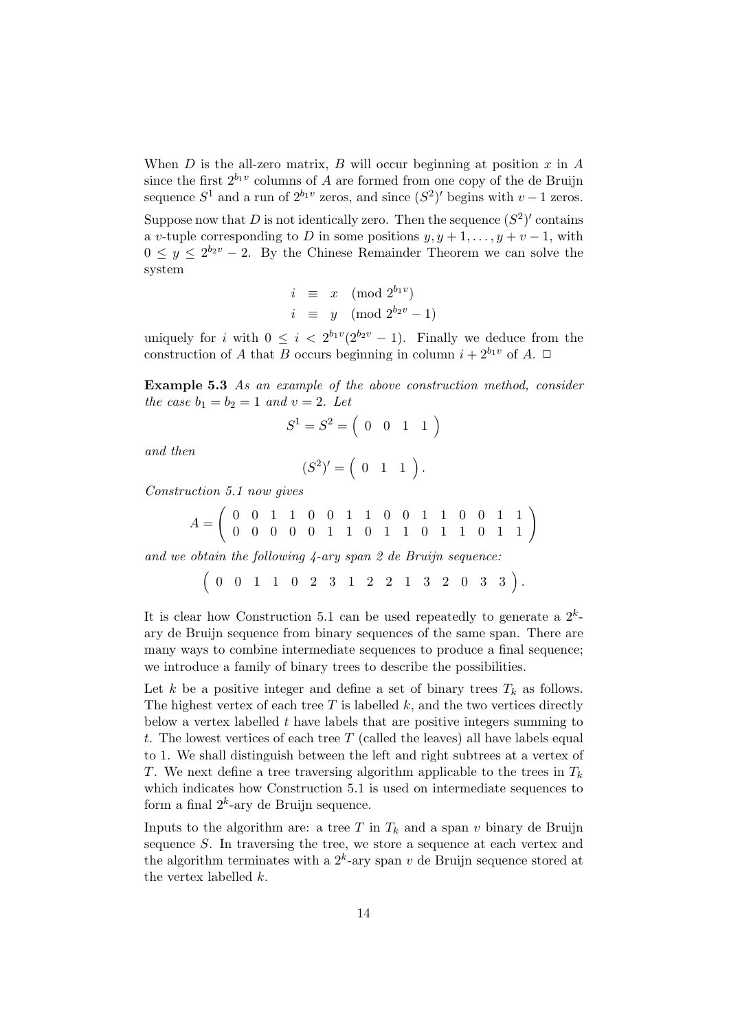When $D$ is the all-zero matrix, $B$ will occur beginning at position $x$ in $A$ since the first $2^{b_1 v}$ columns of $A$ are formed from one copy of the de Bruijn sequence $S^1$ and a run of $2^{b_1 v}$ zeros, and since $(S^2)'$ begins with $v-1$ zeros.

Suppose now that $D$ is not identically zero. Then the sequence $(S^2)'$ contains a $v$-tuple corresponding to $D$ in some positions $y, y+1, \ldots, y+v-1$, with $0 \leq y \leq 2^{b_2 v} - 2$. By the Chinese Remainder Theorem we can solve the system

$$
\begin{aligned}
i &\equiv x \pmod{2^{b_1 v}} \\
i &\equiv y \pmod{2^{b_2 v} - 1}
\end{aligned}
$$

uniquely for $i$ with $0 \leq i < 2^{b_1 v}(2^{b_2 v} - 1)$. Finally we deduce from the construction of $A$ that $B$ occurs beginning in column $i + 2^{b_1 v}$ of $A$. □

**Example 5.3** *As an example of the above construction method, consider the case $b_1 = b_2 = 1$ and $v = 2$. Let*

$$
S^1 = S^2 = \begin{pmatrix} 0 & 0 & 1 & 1 \end{pmatrix}
$$

*and then*

$$
(S^2)' = \begin{pmatrix} 0 & 1 & 1 \end{pmatrix}.
$$

*Construction 5.1 now gives*

$$
A = \begin{pmatrix} 0 & 0 & 1 & 1 & 0 & 0 & 1 & 1 & 0 & 0 & 1 & 1 & 0 & 0 & 1 & 1 \\ 0 & 0 & 0 & 0 & 0 & 1 & 1 & 0 & 1 & 1 & 0 & 1 & 1 & 0 & 1 & 1 \end{pmatrix}
$$

*and we obtain the following 4-ary span 2 de Bruijn sequence:*

$$
\begin{pmatrix} 0 & 0 & 1 & 1 & 0 & 2 & 3 & 1 & 2 & 2 & 1 & 3 & 2 & 0 & 3 & 3 \end{pmatrix}.
$$

It is clear how Construction 5.1 can be used repeatedly to generate a $2^k$-ary de Bruijn sequence from binary sequences of the same span. There are many ways to combine intermediate sequences to produce a final sequence; we introduce a family of binary trees to describe the possibilities.

Let $k$ be a positive integer and define a set of binary trees $T_k$ as follows. The highest vertex of each tree $T$ is labelled $k$, and the two vertices directly below a vertex labelled $t$ have labels that are positive integers summing to $t$. The lowest vertices of each tree $T$ (called the leaves) all have labels equal to 1. We shall distinguish between the left and right subtrees at a vertex of $T$. We next define a tree traversing algorithm applicable to the trees in $T_k$ which indicates how Construction 5.1 is used on intermediate sequences to form a final $2^k$-ary de Bruijn sequence.

Inputs to the algorithm are: a tree $T$ in $T_k$ and a span $v$ binary de Bruijn sequence $S$. In traversing the tree, we store a sequence at each vertex and the algorithm terminates with a $2^k$-ary span $v$ de Bruijn sequence stored at the vertex labelled $k$.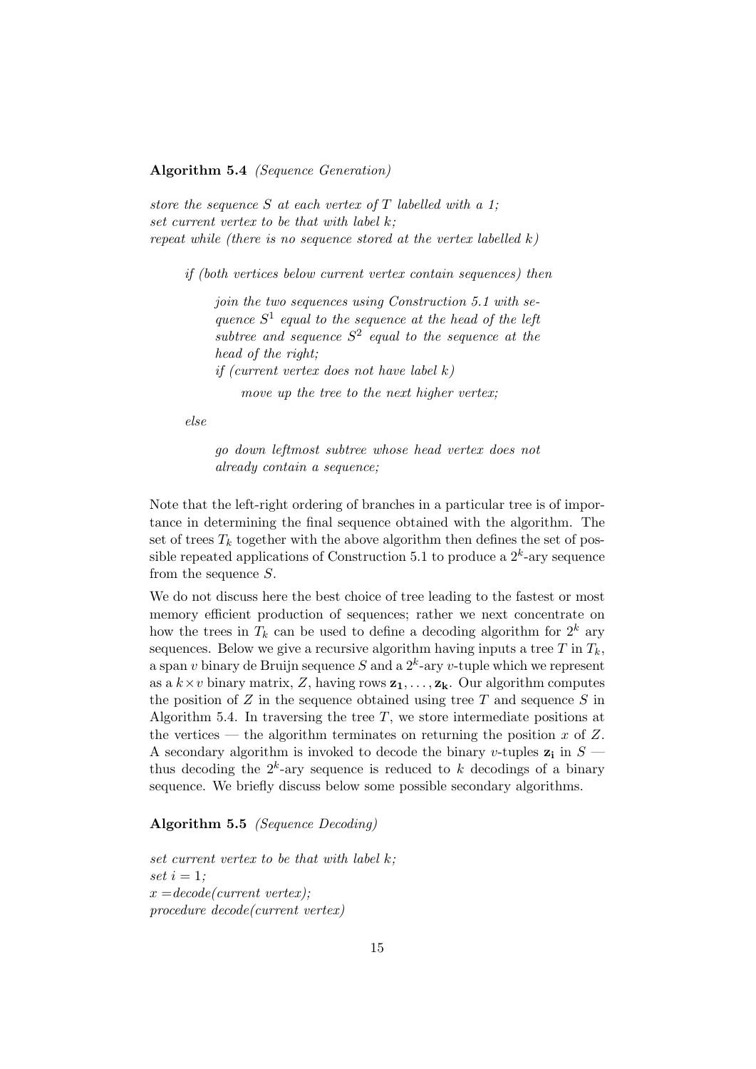**Algorithm 5.4** *(Sequence Generation)*

*store the sequence $S$ at each vertex of $T$ labelled with a 1;*
*set current vertex to be that with label $k$;*
*repeat while (there is no sequence stored at the vertex labelled $k$)*

> *if (both vertices below current vertex contain sequences) then*
>
> > *join the two sequences using Construction 5.1 with sequence $S^1$ equal to the sequence at the head of the left subtree and sequence $S^2$ equal to the sequence at the head of the right;*
> > *if (current vertex does not have label $k$)*
> >
> > > *move up the tree to the next higher vertex;*
>
> *else*
>
> > *go down leftmost subtree whose head vertex does not already contain a sequence;*

Note that the left-right ordering of branches in a particular tree is of importance in determining the final sequence obtained with the algorithm. The set of trees $T_k$ together with the above algorithm then defines the set of possible repeated applications of Construction 5.1 to produce a $2^k$-ary sequence from the sequence $S$.

We do not discuss here the best choice of tree leading to the fastest or most memory efficient production of sequences; rather we next concentrate on how the trees in $T_k$ can be used to define a decoding algorithm for $2^k$ ary sequences. Below we give a recursive algorithm having inputs a tree $T$ in $T_k$, a span $v$ binary de Bruijn sequence $S$ and a $2^k$-ary $v$-tuple which we represent as a $k \times v$ binary matrix, $Z$, having rows $\mathbf{z_1}, \ldots, \mathbf{z_k}$. Our algorithm computes the position of $Z$ in the sequence obtained using tree $T$ and sequence $S$ in Algorithm 5.4. In traversing the tree $T$, we store intermediate positions at the vertices — the algorithm terminates on returning the position $x$ of $Z$. A secondary algorithm is invoked to decode the binary $v$-tuples $\mathbf{z_i}$ in $S$ — thus decoding the $2^k$-ary sequence is reduced to $k$ decodings of a binary sequence. We briefly discuss below some possible secondary algorithms.

**Algorithm 5.5** *(Sequence Decoding)*

*set current vertex to be that with label $k$;*
*set $i = 1$;*
*$x =$decode(current vertex);*
*procedure decode(current vertex)*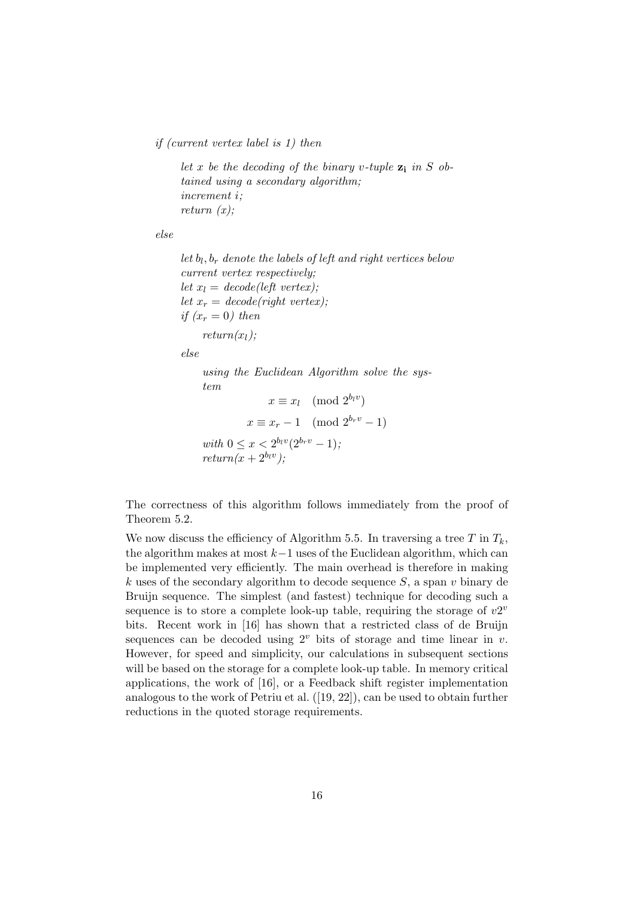*if (current vertex label is 1) then*

> *let $x$ be the decoding of the binary $v$-tuple $\mathbf{z_i}$ in $S$ obtained using a secondary algorithm;*
> *increment $i$;*
> *return $(x)$;*

*else*

> *let $b_l, b_r$ denote the labels of left and right vertices below current vertex respectively;*
> *let $x_l$ = decode(left vertex);*
> *let $x_r$ = decode(right vertex);*
> *if $(x_r = 0)$ then*
>
> > *return$(x_l)$;*
>
> *else*
>
> > *using the Euclidean Algorithm solve the system*
> >
> > $$x \equiv x_l \pmod{2^{b_l v}}$$
> >
> > $$x \equiv x_r - 1 \pmod{2^{b_r v} - 1}$$
> >
> > *with $0 \leq x < 2^{b_l v}(2^{b_r v} - 1)$;*
> > *return$(x + 2^{b_l v})$;*

The correctness of this algorithm follows immediately from the proof of Theorem 5.2.

We now discuss the efficiency of Algorithm 5.5. In traversing a tree $T$ in $T_k$, the algorithm makes at most $k-1$ uses of the Euclidean algorithm, which can be implemented very efficiently. The main overhead is therefore in making $k$ uses of the secondary algorithm to decode sequence $S$, a span $v$ binary de Bruijn sequence. The simplest (and fastest) technique for decoding such a sequence is to store a complete look-up table, requiring the storage of $v2^v$ bits. Recent work in [16] has shown that a restricted class of de Bruijn sequences can be decoded using $2^v$ bits of storage and time linear in $v$. However, for speed and simplicity, our calculations in subsequent sections will be based on the storage for a complete look-up table. In memory critical applications, the work of [16], or a Feedback shift register implementation analogous to the work of Petriu et al. ([19, 22]), can be used to obtain further reductions in the quoted storage requirements.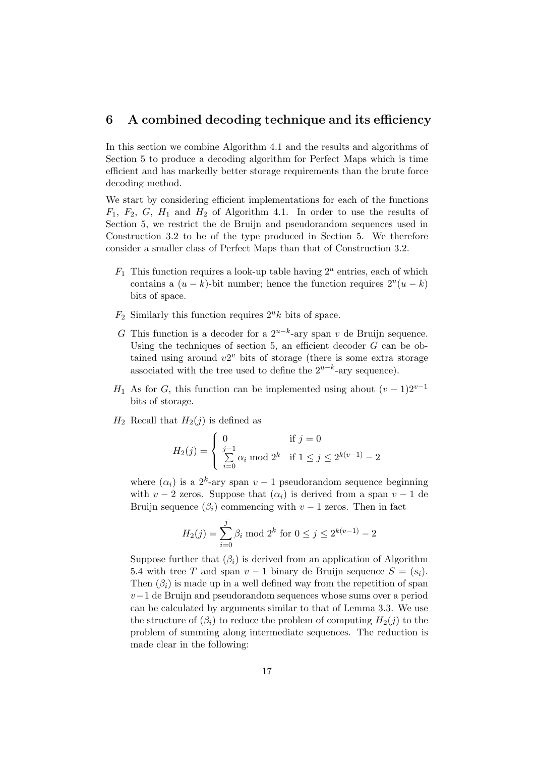## 6 A combined decoding technique and its efficiency

In this section we combine Algorithm 4.1 and the results and algorithms of Section 5 to produce a decoding algorithm for Perfect Maps which is time efficient and has markedly better storage requirements than the brute force decoding method.

We start by considering efficient implementations for each of the functions $F_1$, $F_2$, $G$, $H_1$ and $H_2$ of Algorithm 4.1. In order to use the results of Section 5, we restrict the de Bruijn and pseudorandom sequences used in Construction 3.2 to be of the type produced in Section 5. We therefore consider a smaller class of Perfect Maps than that of Construction 3.2.

- $F_1$ This function requires a look-up table having $2^u$ entries, each of which contains a $(u-k)$-bit number; hence the function requires $2^u(u-k)$ bits of space.

- $F_2$ Similarly this function requires $2^u k$ bits of space.

- $G$ This function is a decoder for a $2^{u-k}$-ary span $v$ de Bruijn sequence. Using the techniques of section 5, an efficient decoder $G$ can be obtained using around $v2^v$ bits of storage (there is some extra storage associated with the tree used to define the $2^{u-k}$-ary sequence).

- $H_1$ As for $G$, this function can be implemented using about $(v-1)2^{v-1}$ bits of storage.

- $H_2$ Recall that $H_2(j)$ is defined as

$$H_2(j) = \begin{cases} 0 & \text{if } j = 0 \\ \sum_{i=0}^{j-1} \alpha_i \bmod 2^k & \text{if } 1 \leq j \leq 2^{k(v-1)} - 2 \end{cases}$$

where $(\alpha_i)$ is a $2^k$-ary span $v-1$ pseudorandom sequence beginning with $v-2$ zeros. Suppose that $(\alpha_i)$ is derived from a span $v-1$ de Bruijn sequence $(\beta_i)$ commencing with $v-1$ zeros. Then in fact

$$H_2(j) = \sum_{i=0}^{j} \beta_i \bmod 2^k \text{ for } 0 \leq j \leq 2^{k(v-1)} - 2$$

Suppose further that $(\beta_i)$ is derived from an application of Algorithm 5.4 with tree $T$ and span $v-1$ binary de Bruijn sequence $S = (s_i)$. Then $(\beta_i)$ is made up in a well defined way from the repetition of span $v-1$ de Bruijn and pseudorandom sequences whose sums over a period can be calculated by arguments similar to that of Lemma 3.3. We use the structure of $(\beta_i)$ to reduce the problem of computing $H_2(j)$ to the problem of summing along intermediate sequences. The reduction is made clear in the following: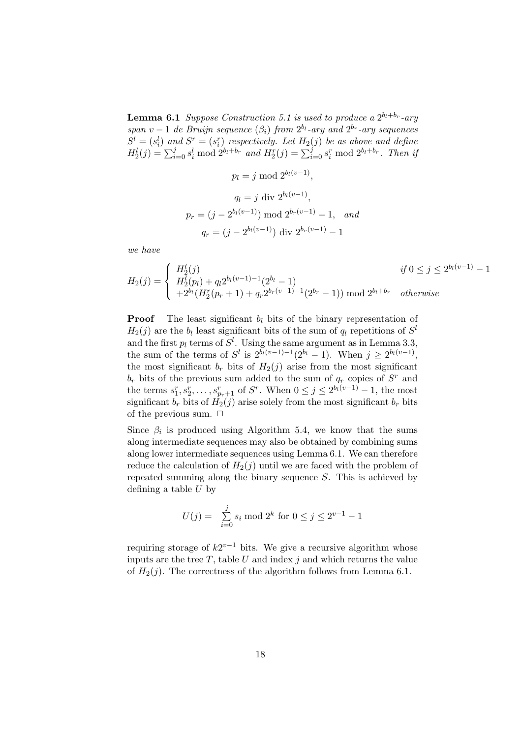**Lemma 6.1** *Suppose Construction 5.1 is used to produce a $2^{b_l+b_r}$-ary span $v-1$ de Bruijn sequence $(\beta_i)$ from $2^{b_l}$-ary and $2^{b_r}$-ary sequences $S^l = (s^l_i)$ and $S^r = (s^r_i)$ respectively. Let $H_2(j)$ be as above and define $H^l_2(j) = \sum_{i=0}^{j} s^l_i \bmod 2^{b_l+b_r}$ and $H^r_2(j) = \sum_{i=0}^{j} s^r_i \bmod 2^{b_l+b_r}$. Then if*

$$p_l = j \bmod 2^{b_l(v-1)},$$

$$q_l = j \text{ div } 2^{b_l(v-1)},$$

$$p_r = (j - 2^{b_l(v-1)}) \bmod 2^{b_r(v-1)} - 1, \quad \textit{and}$$

$$q_r = (j - 2^{b_l(v-1)}) \text{ div } 2^{b_r(v-1)} - 1$$

*we have*

$$H_2(j) = \begin{cases} H^l_2(j) & \textit{if } 0 \le j \le 2^{b_l(v-1)} - 1 \\ H^l_2(p_l) + q_l 2^{b_l(v-1)-1}(2^{b_l} - 1) & \\ +2^{b_l}(H^r_2(p_r+1) + q_r 2^{b_r(v-1)-1}(2^{b_r} - 1)) \bmod 2^{b_l+b_r} & \textit{otherwise} \end{cases}$$

**Proof** The least significant $b_l$ bits of the binary representation of $H_2(j)$ are the $b_l$ least significant bits of the sum of $q_l$ repetitions of $S^l$ and the first $p_l$ terms of $S^l$. Using the same argument as in Lemma 3.3, the sum of the terms of $S^l$ is $2^{b_l(v-1)-1}(2^{b_l} - 1)$. When $j \ge 2^{b_l(v-1)}$, the most significant $b_r$ bits of $H_2(j)$ arise from the most significant $b_r$ bits of the previous sum added to the sum of $q_r$ copies of $S^r$ and the terms $s^r_1, s^r_2, \ldots, s^r_{p_r+1}$ of $S^r$. When $0 \le j \le 2^{b_l(v-1)} - 1$, the most significant $b_r$ bits of $H_2(j)$ arise solely from the most significant $b_r$ bits of the previous sum. $\Box$

Since $\beta_i$ is produced using Algorithm 5.4, we know that the sums along intermediate sequences may also be obtained by combining sums along lower intermediate sequences using Lemma 6.1. We can therefore reduce the calculation of $H_2(j)$ until we are faced with the problem of repeated summing along the binary sequence $S$. This is achieved by defining a table $U$ by

$$U(j) = \sum_{i=0}^{j} s_i \bmod 2^k \text{ for } 0 \le j \le 2^{v-1} - 1$$

requiring storage of $k2^{v-1}$ bits. We give a recursive algorithm whose inputs are the tree $T$, table $U$ and index $j$ and which returns the value of $H_2(j)$. The correctness of the algorithm follows from Lemma 6.1.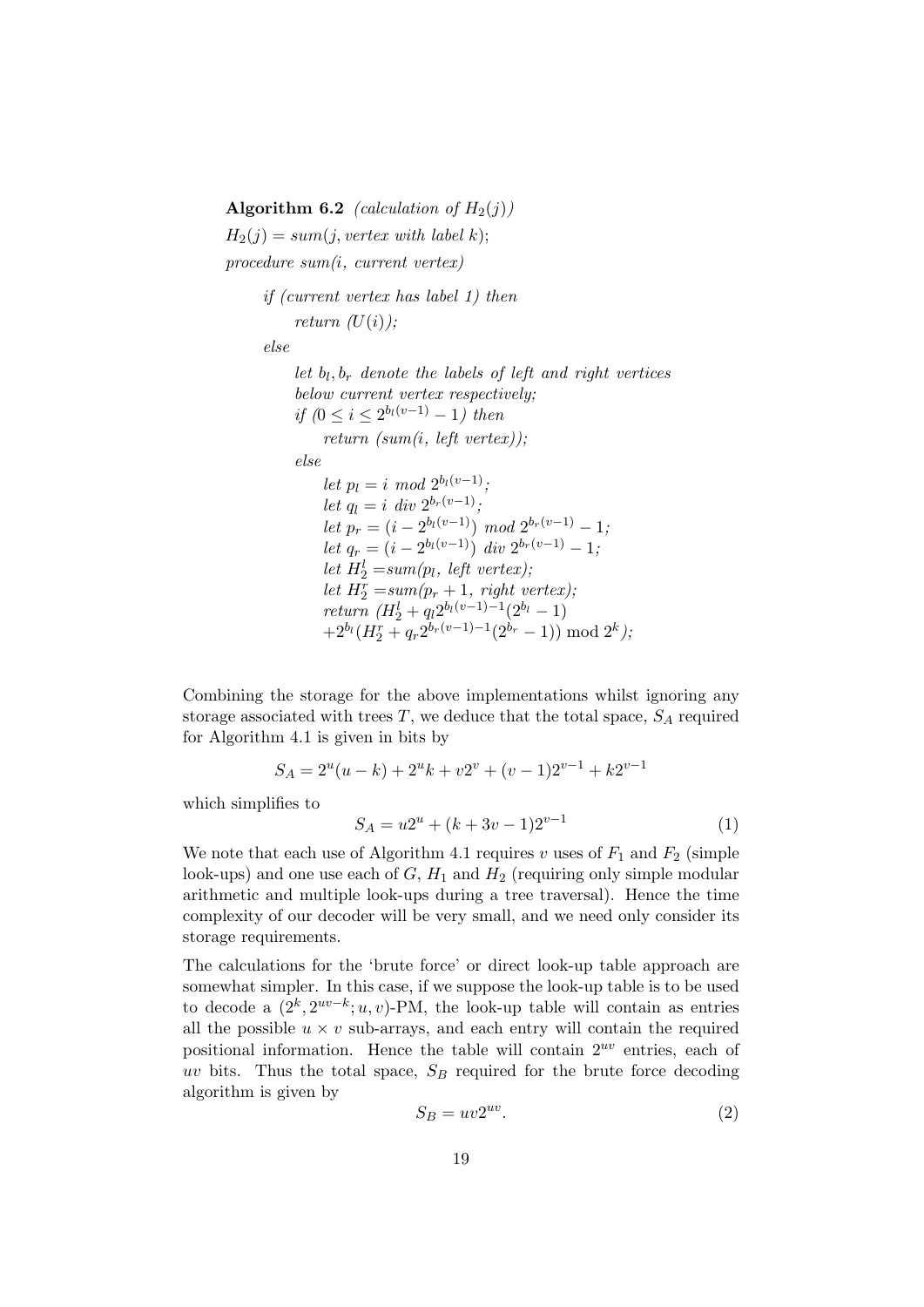**Algorithm 6.2** *(calculation of $H_2(j)$)*

$H_2(j) = sum(j, vertex\ with\ label\ k)$;

*procedure sum(i, current vertex)*

> *if (current vertex has label 1) then*
>
> > *return* $(U(i))$;
>
> *else*
>
> > *let* $b_l, b_r$ *denote the labels of left and right vertices below current vertex respectively;*
> >
> > *if* $(0 \leq i \leq 2^{b_l(v-1)} - 1)$ *then*
> >
> > > *return (sum(i, left vertex));*
> >
> > *else*
> >
> > > *let* $p_l = i \ mod \ 2^{b_l(v-1)}$;
> > >
> > > *let* $q_l = i \ div \ 2^{b_r(v-1)}$;
> > >
> > > *let* $p_r = (i - 2^{b_l(v-1)}) \ mod \ 2^{b_r(v-1)} - 1$;
> > >
> > > *let* $q_r = (i - 2^{b_l(v-1)}) \ div \ 2^{b_r(v-1)} - 1$;
> > >
> > > *let* $H_2^l = sum(p_l, \ left\ vertex)$;
> > >
> > > *let* $H_2^r = sum(p_r + 1, \ right\ vertex)$;
> > >
> > > *return* $(H_2^l + q_l 2^{b_l(v-1)-1}(2^{b_l} - 1) + 2^{b_l}(H_2^r + q_r 2^{b_r(v-1)-1}(2^{b_r} - 1)) \bmod 2^k)$;

Combining the storage for the above implementations whilst ignoring any storage associated with trees $T$, we deduce that the total space, $S_A$ required for Algorithm 4.1 is given in bits by

$$S_A = 2^u(u-k) + 2^u k + v2^v + (v-1)2^{v-1} + k2^{v-1}$$

which simplifies to

$$S_A = u2^u + (k + 3v - 1)2^{v-1} \tag{1}$$

We note that each use of Algorithm 4.1 requires $v$ uses of $F_1$ and $F_2$ (simple look-ups) and one use each of $G$, $H_1$ and $H_2$ (requiring only simple modular arithmetic and multiple look-ups during a tree traversal). Hence the time complexity of our decoder will be very small, and we need only consider its storage requirements.

The calculations for the 'brute force' or direct look-up table approach are somewhat simpler. In this case, if we suppose the look-up table is to be used to decode a $(2^k, 2^{uv-k}; u, v)$-PM, the look-up table will contain as entries all the possible $u \times v$ sub-arrays, and each entry will contain the required positional information. Hence the table will contain $2^{uv}$ entries, each of $uv$ bits. Thus the total space, $S_B$ required for the brute force decoding algorithm is given by

$$S_B = uv2^{uv}. \tag{2}$$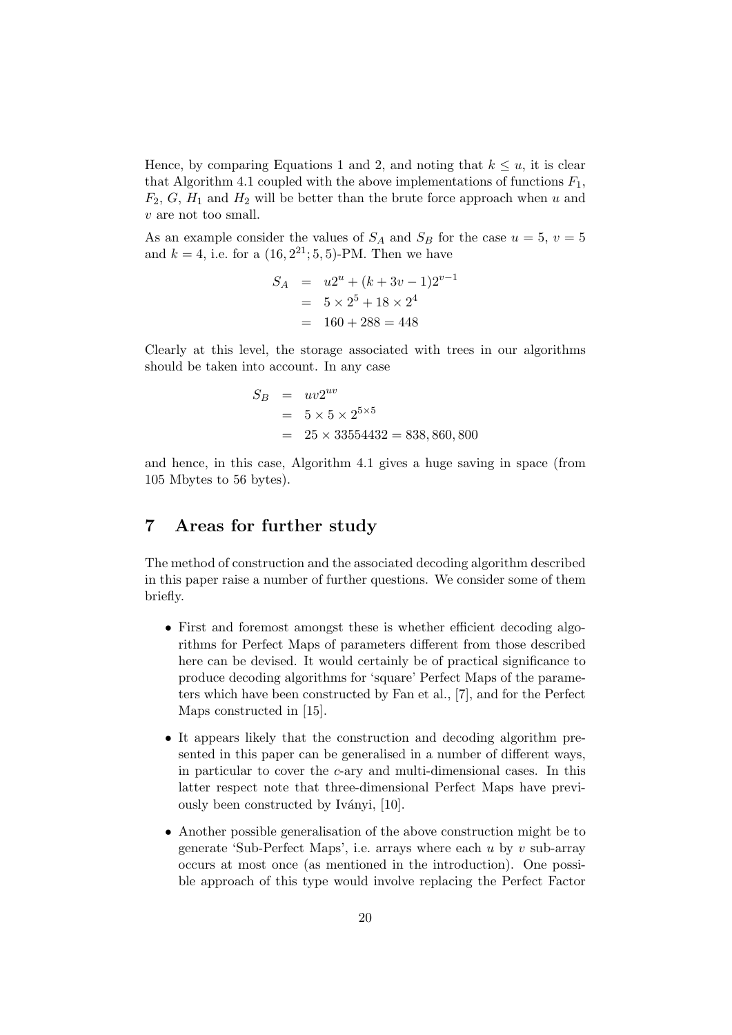Hence, by comparing Equations 1 and 2, and noting that $k \leq u$, it is clear that Algorithm 4.1 coupled with the above implementations of functions $F_1$, $F_2$, $G$, $H_1$ and $H_2$ will be better than the brute force approach when $u$ and $v$ are not too small.

As an example consider the values of $S_A$ and $S_B$ for the case $u = 5$, $v = 5$ and $k = 4$, i.e. for a $(16, 2^{21}; 5, 5)$-PM. Then we have

$$\begin{aligned} S_A &= u2^u + (k + 3v - 1)2^{v-1} \\ &= 5 \times 2^5 + 18 \times 2^4 \\ &= 160 + 288 = 448 \end{aligned}$$

Clearly at this level, the storage associated with trees in our algorithms should be taken into account. In any case

$$\begin{aligned} S_B &= uv2^{uv} \\ &= 5 \times 5 \times 2^{5 \times 5} \\ &= 25 \times 33554432 = 838,860,800 \end{aligned}$$

and hence, in this case, Algorithm 4.1 gives a huge saving in space (from 105 Mbytes to 56 bytes).

# 7 Areas for further study

The method of construction and the associated decoding algorithm described in this paper raise a number of further questions. We consider some of them briefly.

- First and foremost amongst these is whether efficient decoding algorithms for Perfect Maps of parameters different from those described here can be devised. It would certainly be of practical significance to produce decoding algorithms for 'square' Perfect Maps of the parameters which have been constructed by Fan et al., [7], and for the Perfect Maps constructed in [15].
- It appears likely that the construction and decoding algorithm presented in this paper can be generalised in a number of different ways, in particular to cover the $c$-ary and multi-dimensional cases. In this latter respect note that three-dimensional Perfect Maps have previously been constructed by Iványi, [10].
- Another possible generalisation of the above construction might be to generate 'Sub-Perfect Maps', i.e. arrays where each $u$ by $v$ sub-array occurs at most once (as mentioned in the introduction). One possible approach of this type would involve replacing the Perfect Factor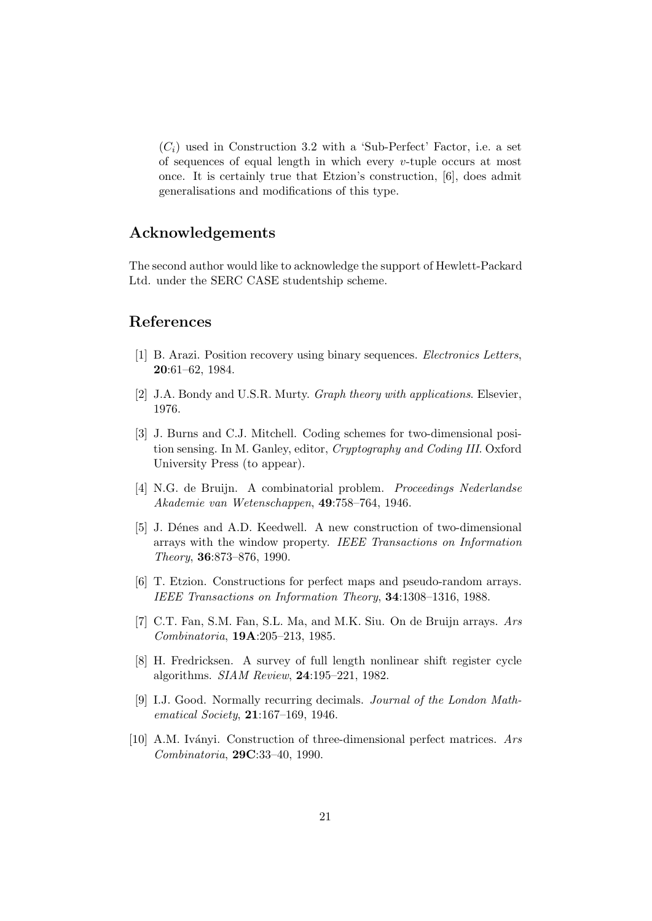$(C_i)$ used in Construction 3.2 with a 'Sub-Perfect' Factor, i.e. a set of sequences of equal length in which every $v$-tuple occurs at most once. It is certainly true that Etzion's construction, [6], does admit generalisations and modifications of this type.

## Acknowledgements

The second author would like to acknowledge the support of Hewlett-Packard Ltd. under the SERC CASE studentship scheme.

## References

[1] B. Arazi. Position recovery using binary sequences. *Electronics Letters*, **20**:61–62, 1984.

[2] J.A. Bondy and U.S.R. Murty. *Graph theory with applications*. Elsevier, 1976.

[3] J. Burns and C.J. Mitchell. Coding schemes for two-dimensional position sensing. In M. Ganley, editor, *Cryptography and Coding III*. Oxford University Press (to appear).

[4] N.G. de Bruijn. A combinatorial problem. *Proceedings Nederlandse Akademie van Wetenschappen*, **49**:758–764, 1946.

[5] J. Dénes and A.D. Keedwell. A new construction of two-dimensional arrays with the window property. *IEEE Transactions on Information Theory*, **36**:873–876, 1990.

[6] T. Etzion. Constructions for perfect maps and pseudo-random arrays. *IEEE Transactions on Information Theory*, **34**:1308–1316, 1988.

[7] C.T. Fan, S.M. Fan, S.L. Ma, and M.K. Siu. On de Bruijn arrays. *Ars Combinatoria*, **19A**:205–213, 1985.

[8] H. Fredricksen. A survey of full length nonlinear shift register cycle algorithms. *SIAM Review*, **24**:195–221, 1982.

[9] I.J. Good. Normally recurring decimals. *Journal of the London Mathematical Society*, **21**:167–169, 1946.

[10] A.M. Iványi. Construction of three-dimensional perfect matrices. *Ars Combinatoria*, **29C**:33–40, 1990.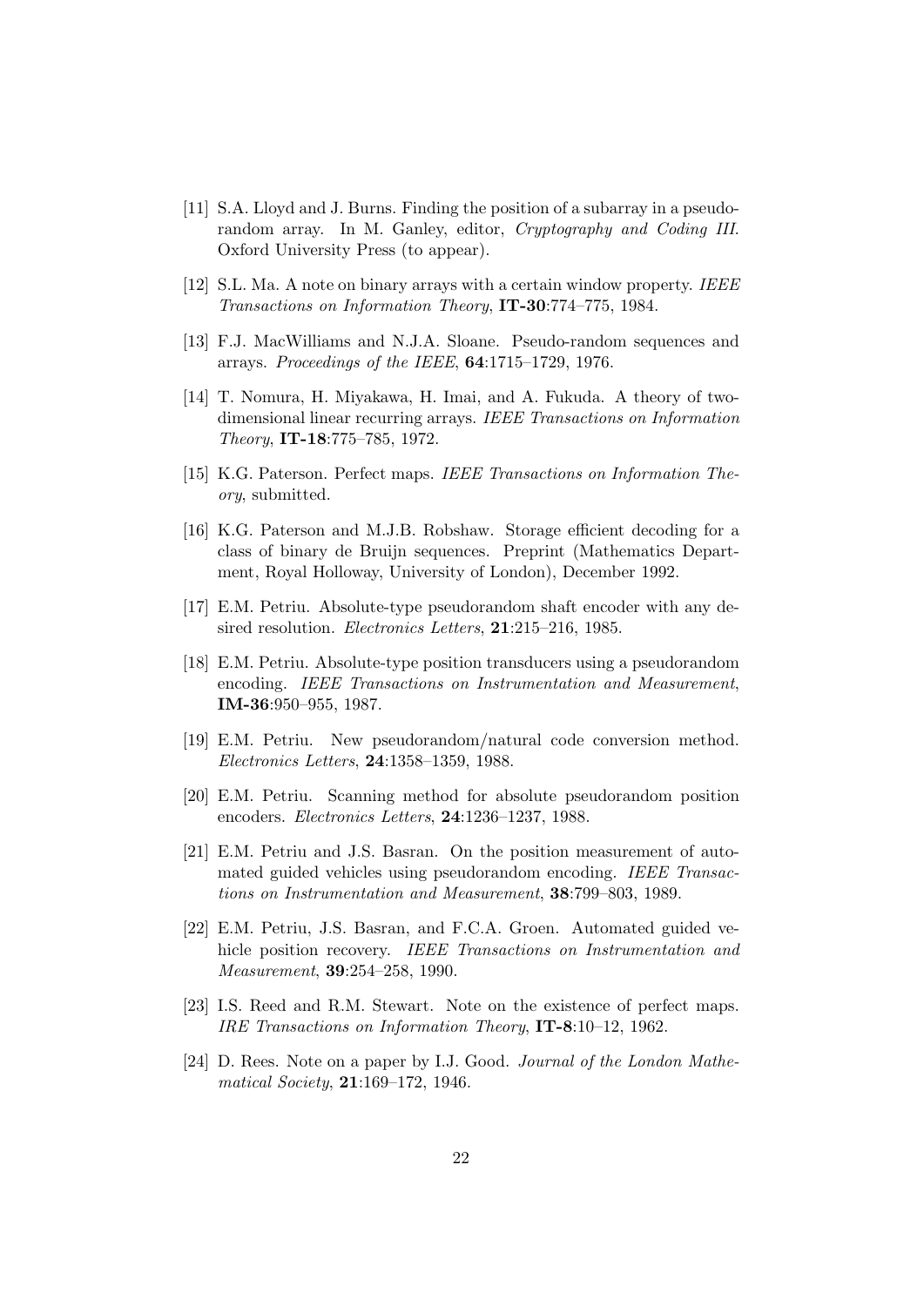[11] S.A. Lloyd and J. Burns. Finding the position of a subarray in a pseudo-random array. In M. Ganley, editor, *Cryptography and Coding III*. Oxford University Press (to appear).

[12] S.L. Ma. A note on binary arrays with a certain window property. *IEEE Transactions on Information Theory*, **IT-30**:774–775, 1984.

[13] F.J. MacWilliams and N.J.A. Sloane. Pseudo-random sequences and arrays. *Proceedings of the IEEE*, **64**:1715–1729, 1976.

[14] T. Nomura, H. Miyakawa, H. Imai, and A. Fukuda. A theory of two-dimensional linear recurring arrays. *IEEE Transactions on Information Theory*, **IT-18**:775–785, 1972.

[15] K.G. Paterson. Perfect maps. *IEEE Transactions on Information Theory*, submitted.

[16] K.G. Paterson and M.J.B. Robshaw. Storage efficient decoding for a class of binary de Bruijn sequences. Preprint (Mathematics Department, Royal Holloway, University of London), December 1992.

[17] E.M. Petriu. Absolute-type pseudorandom shaft encoder with any desired resolution. *Electronics Letters*, **21**:215–216, 1985.

[18] E.M. Petriu. Absolute-type position transducers using a pseudorandom encoding. *IEEE Transactions on Instrumentation and Measurement*, **IM-36**:950–955, 1987.

[19] E.M. Petriu. New pseudorandom/natural code conversion method. *Electronics Letters*, **24**:1358–1359, 1988.

[20] E.M. Petriu. Scanning method for absolute pseudorandom position encoders. *Electronics Letters*, **24**:1236–1237, 1988.

[21] E.M. Petriu and J.S. Basran. On the position measurement of automated guided vehicles using pseudorandom encoding. *IEEE Transactions on Instrumentation and Measurement*, **38**:799–803, 1989.

[22] E.M. Petriu, J.S. Basran, and F.C.A. Groen. Automated guided vehicle position recovery. *IEEE Transactions on Instrumentation and Measurement*, **39**:254–258, 1990.

[23] I.S. Reed and R.M. Stewart. Note on the existence of perfect maps. *IRE Transactions on Information Theory*, **IT-8**:10–12, 1962.

[24] D. Rees. Note on a paper by I.J. Good. *Journal of the London Mathematical Society*, **21**:169–172, 1946.